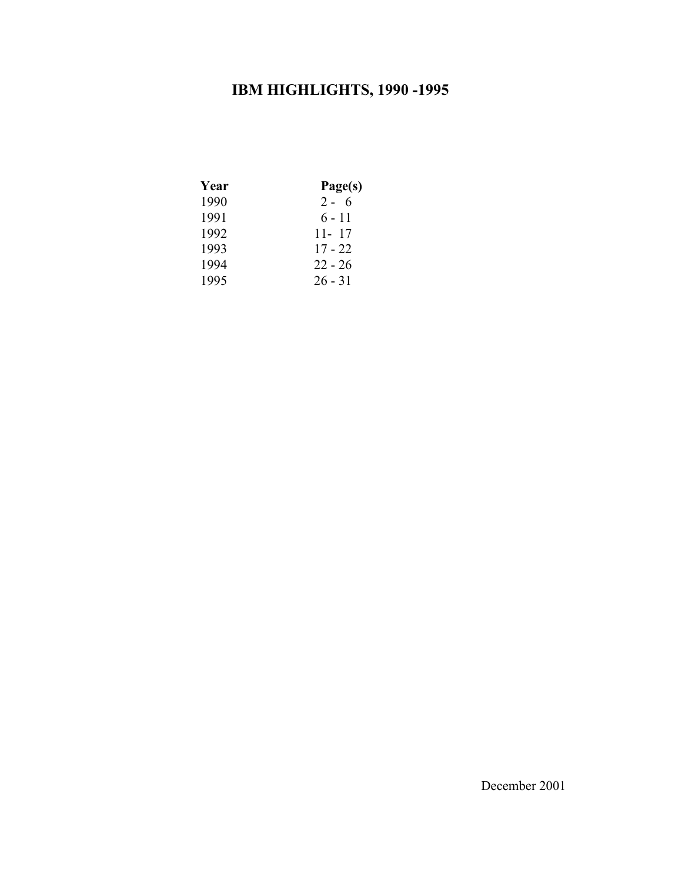# IBM HIGHLIGHTS, 1990 -1995

| Year | Page(s) |
| --- | --- |
| 1990 | 2 - 6 |
| 1991 | 6 - 11 |
| 1992 | 11- 17 |
| 1993 | 17 - 22 |
| 1994 | 22 - 26 |
| 1995 | 26 - 31 |

December 2001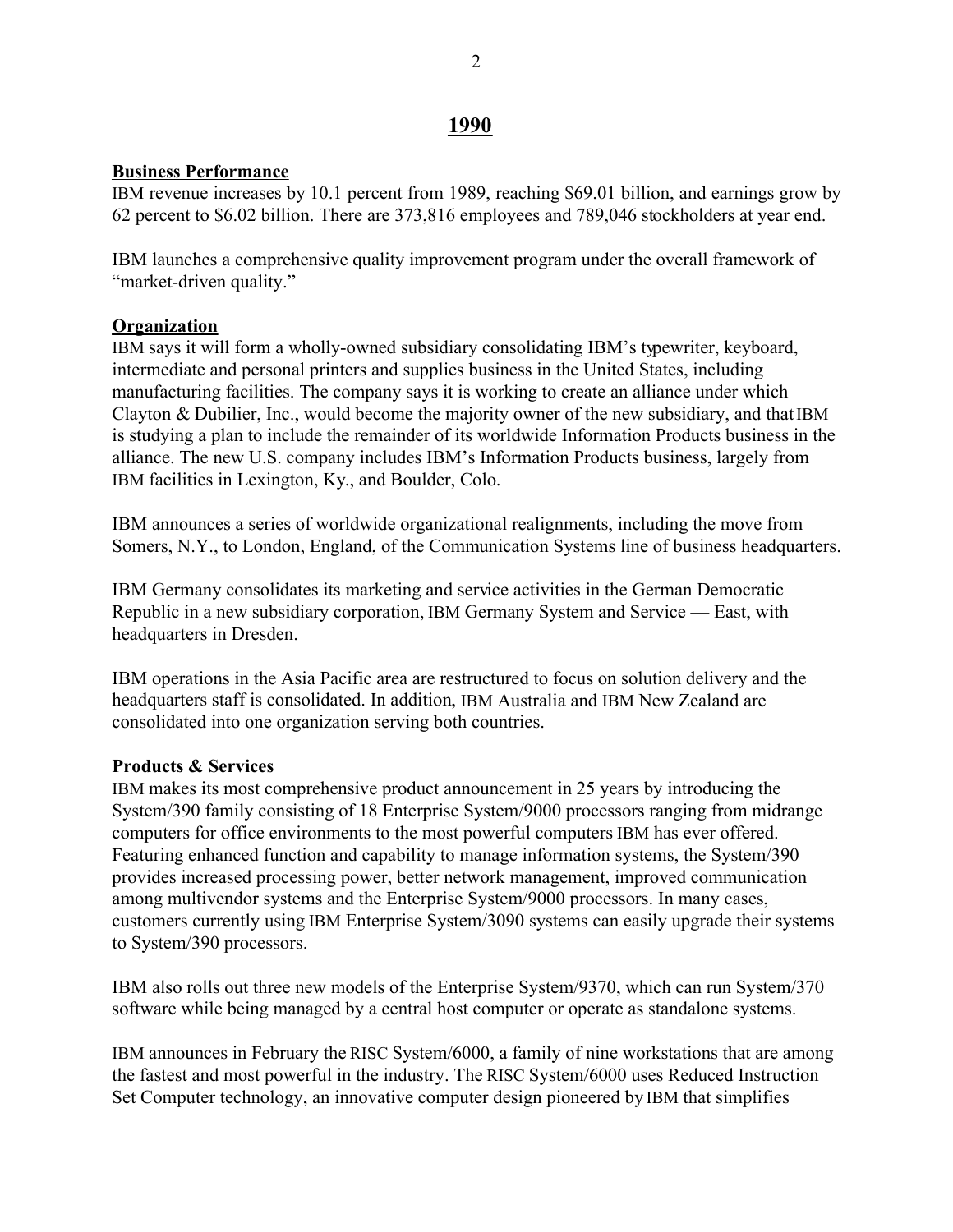# 1990

## Business Performance

IBM revenue increases by 10.1 percent from 1989, reaching $69.01 billion, and earnings grow by 62 percent to $6.02 billion. There are 373,816 employees and 789,046 stockholders at year end.

IBM launches a comprehensive quality improvement program under the overall framework of "market-driven quality."

## Organization

IBM says it will form a wholly-owned subsidiary consolidating IBM's typewriter, keyboard, intermediate and personal printers and supplies business in the United States, including manufacturing facilities. The company says it is working to create an alliance under which Clayton & Dubilier, Inc., would become the majority owner of the new subsidiary, and that IBM is studying a plan to include the remainder of its worldwide Information Products business in the alliance. The new U.S. company includes IBM's Information Products business, largely from IBM facilities in Lexington, Ky., and Boulder, Colo.

IBM announces a series of worldwide organizational realignments, including the move from Somers, N.Y., to London, England, of the Communication Systems line of business headquarters.

IBM Germany consolidates its marketing and service activities in the German Democratic Republic in a new subsidiary corporation, IBM Germany System and Service — East, with headquarters in Dresden.

IBM operations in the Asia Pacific area are restructured to focus on solution delivery and the headquarters staff is consolidated. In addition, IBM Australia and IBM New Zealand are consolidated into one organization serving both countries.

## Products & Services

IBM makes its most comprehensive product announcement in 25 years by introducing the System/390 family consisting of 18 Enterprise System/9000 processors ranging from midrange computers for office environments to the most powerful computers IBM has ever offered. Featuring enhanced function and capability to manage information systems, the System/390 provides increased processing power, better network management, improved communication among multivendor systems and the Enterprise System/9000 processors. In many cases, customers currently using IBM Enterprise System/3090 systems can easily upgrade their systems to System/390 processors.

IBM also rolls out three new models of the Enterprise System/9370, which can run System/370 software while being managed by a central host computer or operate as standalone systems.

IBM announces in February the RISC System/6000, a family of nine workstations that are among the fastest and most powerful in the industry. The RISC System/6000 uses Reduced Instruction Set Computer technology, an innovative computer design pioneered by IBM that simplifies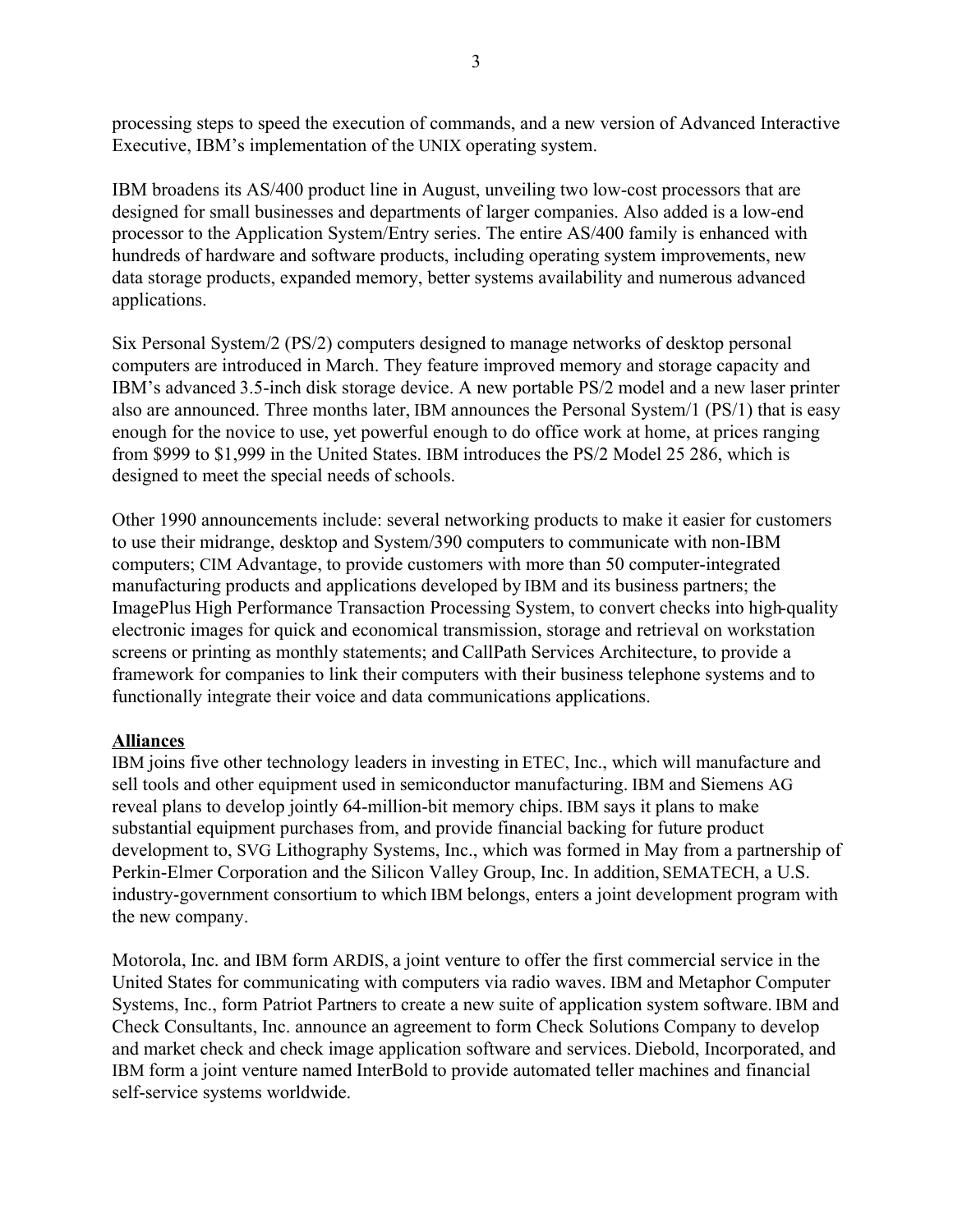processing steps to speed the execution of commands, and a new version of Advanced Interactive Executive, IBM's implementation of the UNIX operating system.

IBM broadens its AS/400 product line in August, unveiling two low-cost processors that are designed for small businesses and departments of larger companies. Also added is a low-end processor to the Application System/Entry series. The entire AS/400 family is enhanced with hundreds of hardware and software products, including operating system improvements, new data storage products, expanded memory, better systems availability and numerous advanced applications.

Six Personal System/2 (PS/2) computers designed to manage networks of desktop personal computers are introduced in March. They feature improved memory and storage capacity and IBM's advanced 3.5-inch disk storage device. A new portable PS/2 model and a new laser printer also are announced. Three months later, IBM announces the Personal System/1 (PS/1) that is easy enough for the novice to use, yet powerful enough to do office work at home, at prices ranging from $999 to $1,999 in the United States. IBM introduces the PS/2 Model 25 286, which is designed to meet the special needs of schools.

Other 1990 announcements include: several networking products to make it easier for customers to use their midrange, desktop and System/390 computers to communicate with non-IBM computers; CIM Advantage, to provide customers with more than 50 computer-integrated manufacturing products and applications developed by IBM and its business partners; the ImagePlus High Performance Transaction Processing System, to convert checks into high-quality electronic images for quick and economical transmission, storage and retrieval on workstation screens or printing as monthly statements; and CallPath Services Architecture, to provide a framework for companies to link their computers with their business telephone systems and to functionally integrate their voice and data communications applications.

**Alliances**

IBM joins five other technology leaders in investing in ETEC, Inc., which will manufacture and sell tools and other equipment used in semiconductor manufacturing. IBM and Siemens AG reveal plans to develop jointly 64-million-bit memory chips. IBM says it plans to make substantial equipment purchases from, and provide financial backing for future product development to, SVG Lithography Systems, Inc., which was formed in May from a partnership of Perkin-Elmer Corporation and the Silicon Valley Group, Inc. In addition, SEMATECH, a U.S. industry-government consortium to which IBM belongs, enters a joint development program with the new company.

Motorola, Inc. and IBM form ARDIS, a joint venture to offer the first commercial service in the United States for communicating with computers via radio waves. IBM and Metaphor Computer Systems, Inc., form Patriot Partners to create a new suite of application system software. IBM and Check Consultants, Inc. announce an agreement to form Check Solutions Company to develop and market check and check image application software and services. Diebold, Incorporated, and IBM form a joint venture named InterBold to provide automated teller machines and financial self-service systems worldwide.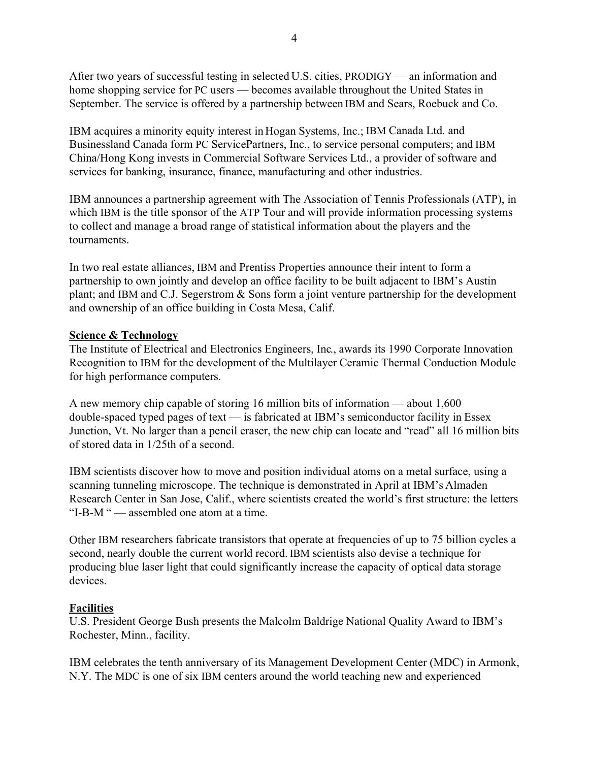After two years of successful testing in selected U.S. cities, PRODIGY — an information and home shopping service for PC users — becomes available throughout the United States in September. The service is offered by a partnership between IBM and Sears, Roebuck and Co.

IBM acquires a minority equity interest in Hogan Systems, Inc.; IBM Canada Ltd. and Businessland Canada form PC ServicePartners, Inc., to service personal computers; and IBM China/Hong Kong invests in Commercial Software Services Ltd., a provider of software and services for banking, insurance, finance, manufacturing and other industries.

IBM announces a partnership agreement with The Association of Tennis Professionals (ATP), in which IBM is the title sponsor of the ATP Tour and will provide information processing systems to collect and manage a broad range of statistical information about the players and the tournaments.

In two real estate alliances, IBM and Prentiss Properties announce their intent to form a partnership to own jointly and develop an office facility to be built adjacent to IBM's Austin plant; and IBM and C.J. Segerstrom & Sons form a joint venture partnership for the development and ownership of an office building in Costa Mesa, Calif.

**Science & Technology**

The Institute of Electrical and Electronics Engineers, Inc., awards its 1990 Corporate Innovation Recognition to IBM for the development of the Multilayer Ceramic Thermal Conduction Module for high performance computers.

A new memory chip capable of storing 16 million bits of information — about 1,600 double-spaced typed pages of text — is fabricated at IBM's semiconductor facility in Essex Junction, Vt. No larger than a pencil eraser, the new chip can locate and "read" all 16 million bits of stored data in 1/25th of a second.

IBM scientists discover how to move and position individual atoms on a metal surface, using a scanning tunneling microscope. The technique is demonstrated in April at IBM's Almaden Research Center in San Jose, Calif., where scientists created the world's first structure: the letters "I-B-M " — assembled one atom at a time.

Other IBM researchers fabricate transistors that operate at frequencies of up to 75 billion cycles a second, nearly double the current world record. IBM scientists also devise a technique for producing blue laser light that could significantly increase the capacity of optical data storage devices.

**Facilities**

U.S. President George Bush presents the Malcolm Baldrige National Quality Award to IBM's Rochester, Minn., facility.

IBM celebrates the tenth anniversary of its Management Development Center (MDC) in Armonk, N.Y. The MDC is one of six IBM centers around the world teaching new and experienced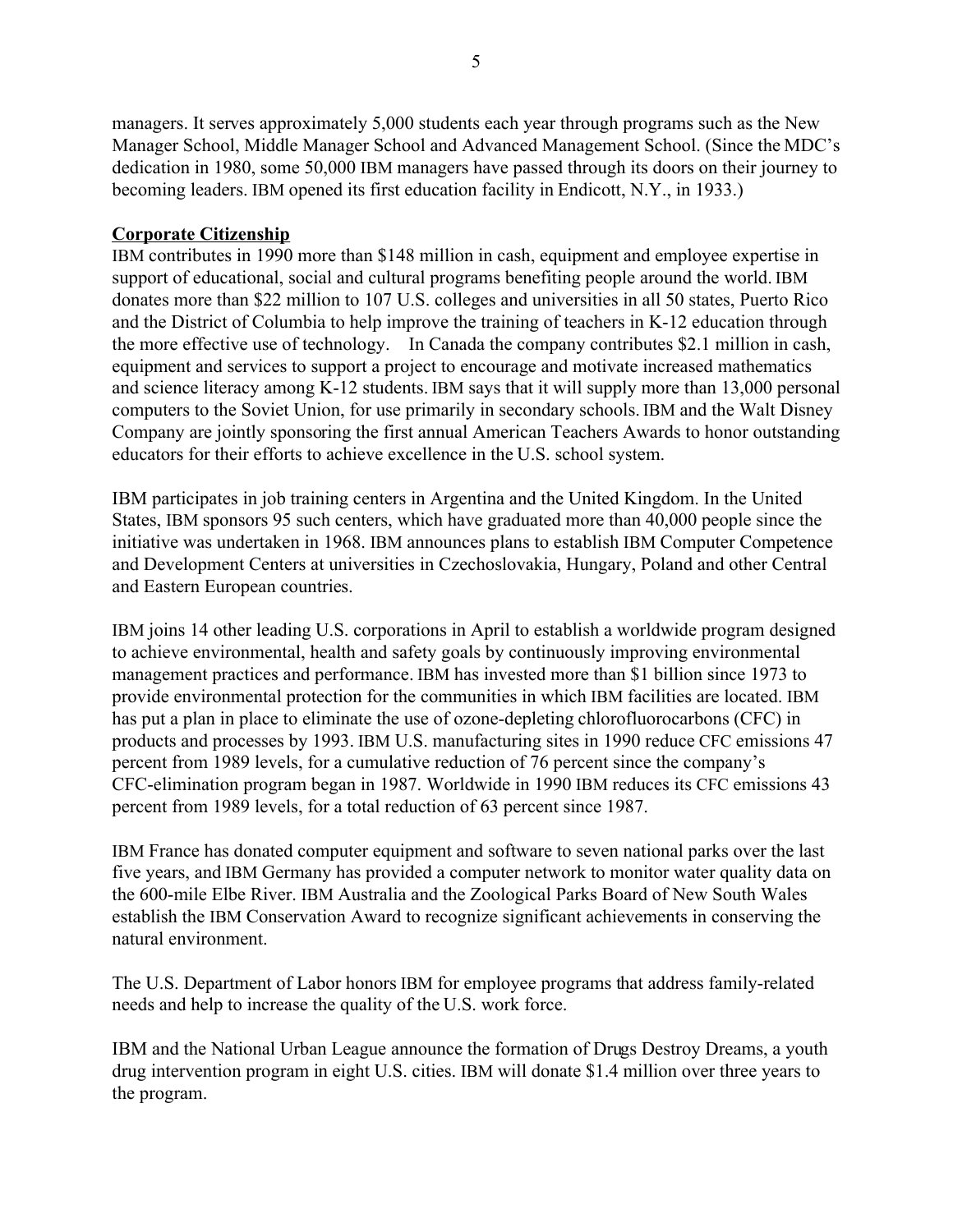managers. It serves approximately 5,000 students each year through programs such as the New Manager School, Middle Manager School and Advanced Management School. (Since the MDC's dedication in 1980, some 50,000 IBM managers have passed through its doors on their journey to becoming leaders. IBM opened its first education facility in Endicott, N.Y., in 1933.)

**Corporate Citizenship**

IBM contributes in 1990 more than $148 million in cash, equipment and employee expertise in support of educational, social and cultural programs benefiting people around the world. IBM donates more than $22 million to 107 U.S. colleges and universities in all 50 states, Puerto Rico and the District of Columbia to help improve the training of teachers in K-12 education through the more effective use of technology. In Canada the company contributes $2.1 million in cash, equipment and services to support a project to encourage and motivate increased mathematics and science literacy among K-12 students. IBM says that it will supply more than 13,000 personal computers to the Soviet Union, for use primarily in secondary schools. IBM and the Walt Disney Company are jointly sponsoring the first annual American Teachers Awards to honor outstanding educators for their efforts to achieve excellence in the U.S. school system.

IBM participates in job training centers in Argentina and the United Kingdom. In the United States, IBM sponsors 95 such centers, which have graduated more than 40,000 people since the initiative was undertaken in 1968. IBM announces plans to establish IBM Computer Competence and Development Centers at universities in Czechoslovakia, Hungary, Poland and other Central and Eastern European countries.

IBM joins 14 other leading U.S. corporations in April to establish a worldwide program designed to achieve environmental, health and safety goals by continuously improving environmental management practices and performance. IBM has invested more than $1 billion since 1973 to provide environmental protection for the communities in which IBM facilities are located. IBM has put a plan in place to eliminate the use of ozone-depleting chlorofluorocarbons (CFC) in products and processes by 1993. IBM U.S. manufacturing sites in 1990 reduce CFC emissions 47 percent from 1989 levels, for a cumulative reduction of 76 percent since the company's CFC-elimination program began in 1987. Worldwide in 1990 IBM reduces its CFC emissions 43 percent from 1989 levels, for a total reduction of 63 percent since 1987.

IBM France has donated computer equipment and software to seven national parks over the last five years, and IBM Germany has provided a computer network to monitor water quality data on the 600-mile Elbe River. IBM Australia and the Zoological Parks Board of New South Wales establish the IBM Conservation Award to recognize significant achievements in conserving the natural environment.

The U.S. Department of Labor honors IBM for employee programs that address family-related needs and help to increase the quality of the U.S. work force.

IBM and the National Urban League announce the formation of Drugs Destroy Dreams, a youth drug intervention program in eight U.S. cities. IBM will donate $1.4 million over three years to the program.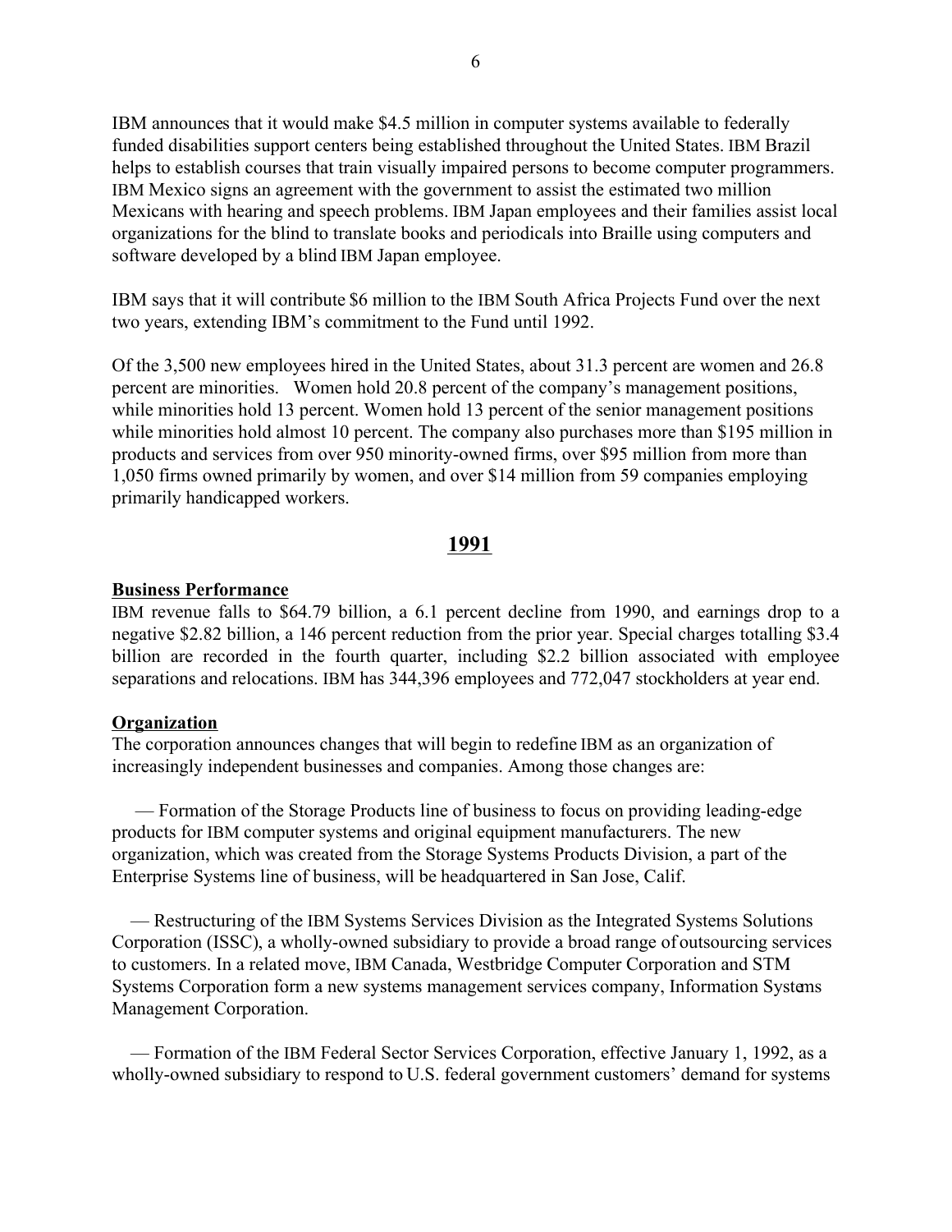IBM announces that it would make $4.5 million in computer systems available to federally funded disabilities support centers being established throughout the United States. IBM Brazil helps to establish courses that train visually impaired persons to become computer programmers. IBM Mexico signs an agreement with the government to assist the estimated two million Mexicans with hearing and speech problems. IBM Japan employees and their families assist local organizations for the blind to translate books and periodicals into Braille using computers and software developed by a blind IBM Japan employee.

IBM says that it will contribute $6 million to the IBM South Africa Projects Fund over the next two years, extending IBM's commitment to the Fund until 1992.

Of the 3,500 new employees hired in the United States, about 31.3 percent are women and 26.8 percent are minorities. Women hold 20.8 percent of the company's management positions, while minorities hold 13 percent. Women hold 13 percent of the senior management positions while minorities hold almost 10 percent. The company also purchases more than $195 million in products and services from over 950 minority-owned firms, over $95 million from more than 1,050 firms owned primarily by women, and over $14 million from 59 companies employing primarily handicapped workers.

## 1991

### Business Performance

IBM revenue falls to $64.79 billion, a 6.1 percent decline from 1990, and earnings drop to a negative $2.82 billion, a 146 percent reduction from the prior year. Special charges totalling $3.4 billion are recorded in the fourth quarter, including $2.2 billion associated with employee separations and relocations. IBM has 344,396 employees and 772,047 stockholders at year end.

### Organization

The corporation announces changes that will begin to redefine IBM as an organization of increasingly independent businesses and companies. Among those changes are:

— Formation of the Storage Products line of business to focus on providing leading-edge products for IBM computer systems and original equipment manufacturers. The new organization, which was created from the Storage Systems Products Division, a part of the Enterprise Systems line of business, will be headquartered in San Jose, Calif.

— Restructuring of the IBM Systems Services Division as the Integrated Systems Solutions Corporation (ISSC), a wholly-owned subsidiary to provide a broad range of outsourcing services to customers. In a related move, IBM Canada, Westbridge Computer Corporation and STM Systems Corporation form a new systems management services company, Information Systems Management Corporation.

— Formation of the IBM Federal Sector Services Corporation, effective January 1, 1992, as a wholly-owned subsidiary to respond to U.S. federal government customers' demand for systems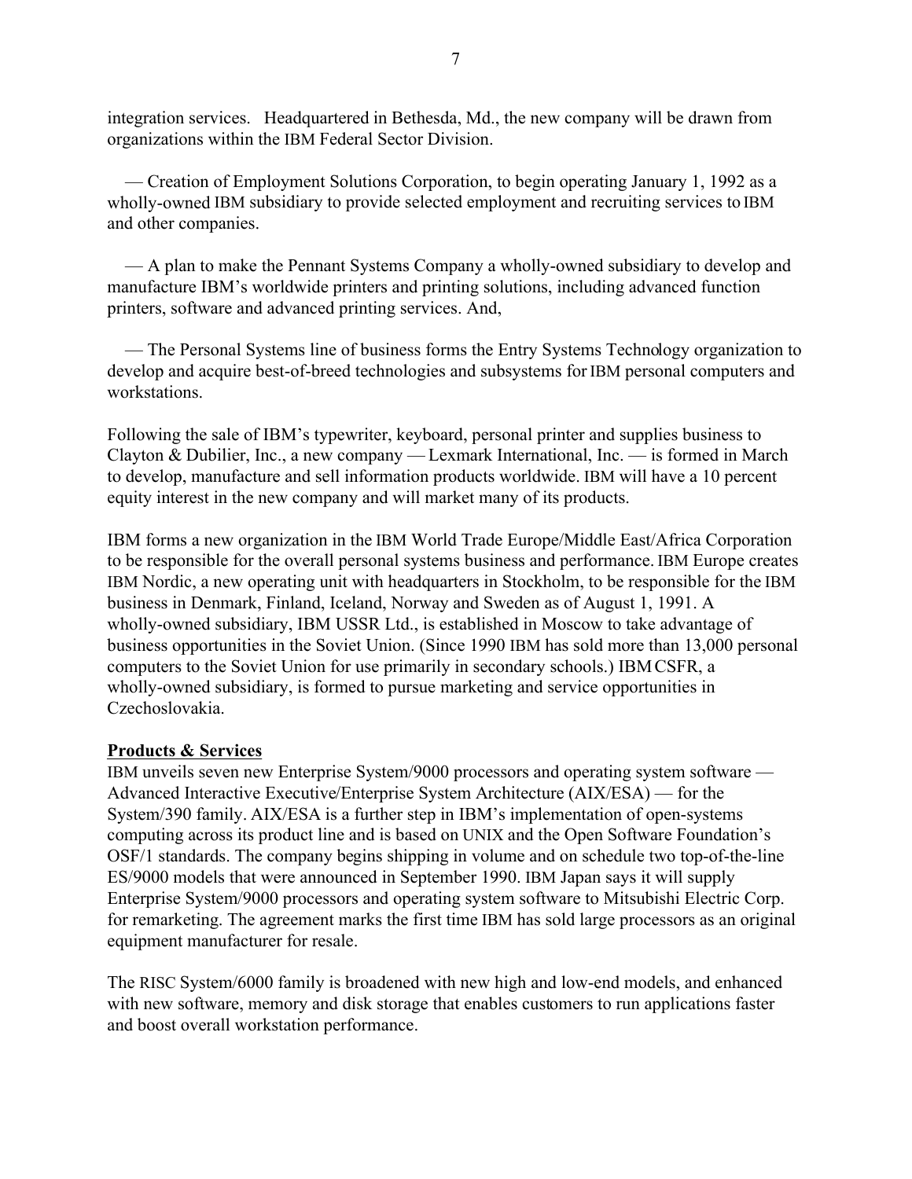integration services. Headquartered in Bethesda, Md., the new company will be drawn from organizations within the IBM Federal Sector Division.

— Creation of Employment Solutions Corporation, to begin operating January 1, 1992 as a wholly-owned IBM subsidiary to provide selected employment and recruiting services to IBM and other companies.

— A plan to make the Pennant Systems Company a wholly-owned subsidiary to develop and manufacture IBM's worldwide printers and printing solutions, including advanced function printers, software and advanced printing services. And,

— The Personal Systems line of business forms the Entry Systems Technology organization to develop and acquire best-of-breed technologies and subsystems for IBM personal computers and workstations.

Following the sale of IBM's typewriter, keyboard, personal printer and supplies business to Clayton & Dubilier, Inc., a new company — Lexmark International, Inc. — is formed in March to develop, manufacture and sell information products worldwide. IBM will have a 10 percent equity interest in the new company and will market many of its products.

IBM forms a new organization in the IBM World Trade Europe/Middle East/Africa Corporation to be responsible for the overall personal systems business and performance. IBM Europe creates IBM Nordic, a new operating unit with headquarters in Stockholm, to be responsible for the IBM business in Denmark, Finland, Iceland, Norway and Sweden as of August 1, 1991. A wholly-owned subsidiary, IBM USSR Ltd., is established in Moscow to take advantage of business opportunities in the Soviet Union. (Since 1990 IBM has sold more than 13,000 personal computers to the Soviet Union for use primarily in secondary schools.) IBM CSFR, a wholly-owned subsidiary, is formed to pursue marketing and service opportunities in Czechoslovakia.

**Products & Services**

IBM unveils seven new Enterprise System/9000 processors and operating system software — Advanced Interactive Executive/Enterprise System Architecture (AIX/ESA) — for the System/390 family. AIX/ESA is a further step in IBM's implementation of open-systems computing across its product line and is based on UNIX and the Open Software Foundation's OSF/1 standards. The company begins shipping in volume and on schedule two top-of-the-line ES/9000 models that were announced in September 1990. IBM Japan says it will supply Enterprise System/9000 processors and operating system software to Mitsubishi Electric Corp. for remarketing. The agreement marks the first time IBM has sold large processors as an original equipment manufacturer for resale.

The RISC System/6000 family is broadened with new high and low-end models, and enhanced with new software, memory and disk storage that enables customers to run applications faster and boost overall workstation performance.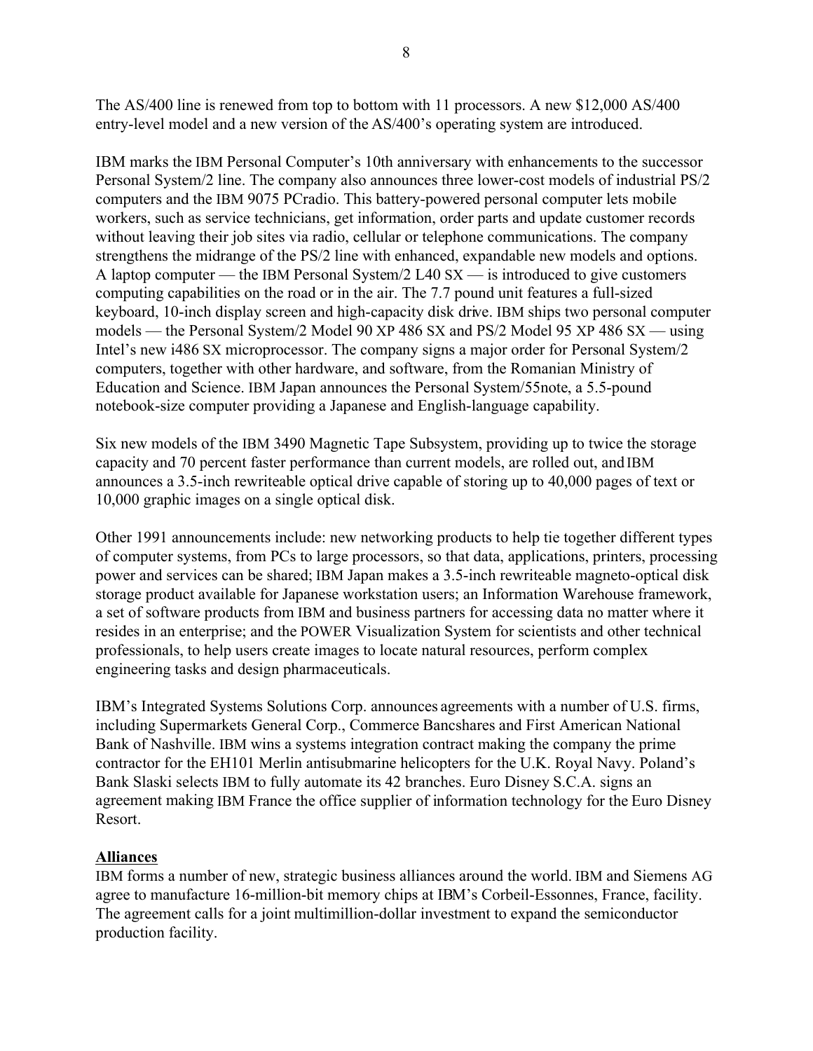The AS/400 line is renewed from top to bottom with 11 processors. A new $12,000 AS/400 entry-level model and a new version of the AS/400's operating system are introduced.

IBM marks the IBM Personal Computer's 10th anniversary with enhancements to the successor Personal System/2 line. The company also announces three lower-cost models of industrial PS/2 computers and the IBM 9075 PCradio. This battery-powered personal computer lets mobile workers, such as service technicians, get information, order parts and update customer records without leaving their job sites via radio, cellular or telephone communications. The company strengthens the midrange of the PS/2 line with enhanced, expandable new models and options. A laptop computer — the IBM Personal System/2 L40 SX — is introduced to give customers computing capabilities on the road or in the air. The 7.7 pound unit features a full-sized keyboard, 10-inch display screen and high-capacity disk drive. IBM ships two personal computer models — the Personal System/2 Model 90 XP 486 SX and PS/2 Model 95 XP 486 SX — using Intel's new i486 SX microprocessor. The company signs a major order for Personal System/2 computers, together with other hardware, and software, from the Romanian Ministry of Education and Science. IBM Japan announces the Personal System/55note, a 5.5-pound notebook-size computer providing a Japanese and English-language capability.

Six new models of the IBM 3490 Magnetic Tape Subsystem, providing up to twice the storage capacity and 70 percent faster performance than current models, are rolled out, and IBM announces a 3.5-inch rewriteable optical drive capable of storing up to 40,000 pages of text or 10,000 graphic images on a single optical disk.

Other 1991 announcements include: new networking products to help tie together different types of computer systems, from PCs to large processors, so that data, applications, printers, processing power and services can be shared; IBM Japan makes a 3.5-inch rewriteable magneto-optical disk storage product available for Japanese workstation users; an Information Warehouse framework, a set of software products from IBM and business partners for accessing data no matter where it resides in an enterprise; and the POWER Visualization System for scientists and other technical professionals, to help users create images to locate natural resources, perform complex engineering tasks and design pharmaceuticals.

IBM's Integrated Systems Solutions Corp. announces agreements with a number of U.S. firms, including Supermarkets General Corp., Commerce Bancshares and First American National Bank of Nashville. IBM wins a systems integration contract making the company the prime contractor for the EH101 Merlin antisubmarine helicopters for the U.K. Royal Navy. Poland's Bank Slaski selects IBM to fully automate its 42 branches. Euro Disney S.C.A. signs an agreement making IBM France the office supplier of information technology for the Euro Disney Resort.

**Alliances**

IBM forms a number of new, strategic business alliances around the world. IBM and Siemens AG agree to manufacture 16-million-bit memory chips at IBM's Corbeil-Essonnes, France, facility. The agreement calls for a joint multimillion-dollar investment to expand the semiconductor production facility.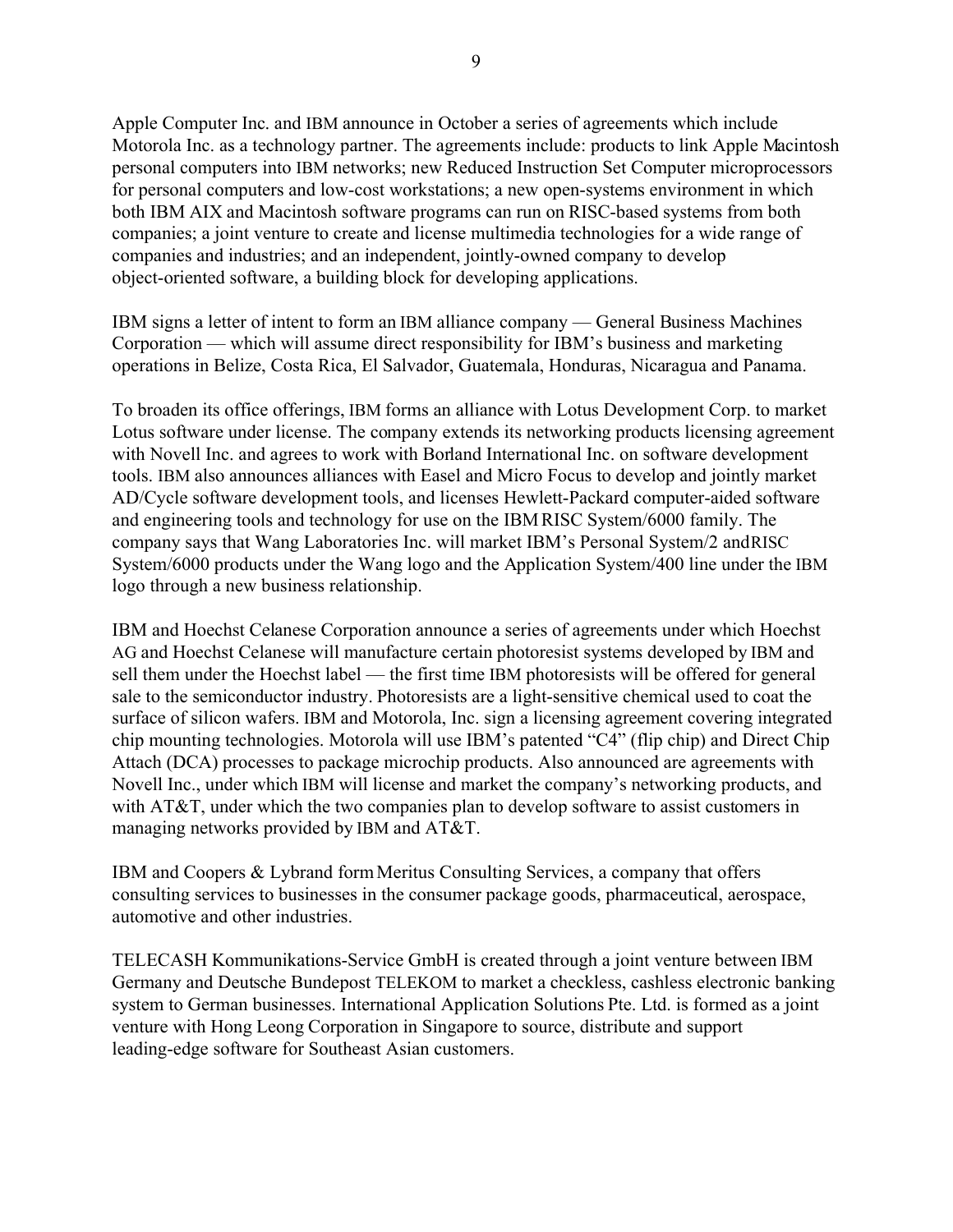Apple Computer Inc. and IBM announce in October a series of agreements which include Motorola Inc. as a technology partner. The agreements include: products to link Apple Macintosh personal computers into IBM networks; new Reduced Instruction Set Computer microprocessors for personal computers and low-cost workstations; a new open-systems environment in which both IBM AIX and Macintosh software programs can run on RISC-based systems from both companies; a joint venture to create and license multimedia technologies for a wide range of companies and industries; and an independent, jointly-owned company to develop object-oriented software, a building block for developing applications.

IBM signs a letter of intent to form an IBM alliance company — General Business Machines Corporation — which will assume direct responsibility for IBM's business and marketing operations in Belize, Costa Rica, El Salvador, Guatemala, Honduras, Nicaragua and Panama.

To broaden its office offerings, IBM forms an alliance with Lotus Development Corp. to market Lotus software under license. The company extends its networking products licensing agreement with Novell Inc. and agrees to work with Borland International Inc. on software development tools. IBM also announces alliances with Easel and Micro Focus to develop and jointly market AD/Cycle software development tools, and licenses Hewlett-Packard computer-aided software and engineering tools and technology for use on the IBM RISC System/6000 family. The company says that Wang Laboratories Inc. will market IBM's Personal System/2 and RISC System/6000 products under the Wang logo and the Application System/400 line under the IBM logo through a new business relationship.

IBM and Hoechst Celanese Corporation announce a series of agreements under which Hoechst AG and Hoechst Celanese will manufacture certain photoresist systems developed by IBM and sell them under the Hoechst label — the first time IBM photoresists will be offered for general sale to the semiconductor industry. Photoresists are a light-sensitive chemical used to coat the surface of silicon wafers. IBM and Motorola, Inc. sign a licensing agreement covering integrated chip mounting technologies. Motorola will use IBM's patented "C4" (flip chip) and Direct Chip Attach (DCA) processes to package microchip products. Also announced are agreements with Novell Inc., under which IBM will license and market the company's networking products, and with AT&T, under which the two companies plan to develop software to assist customers in managing networks provided by IBM and AT&T.

IBM and Coopers & Lybrand form Meritus Consulting Services, a company that offers consulting services to businesses in the consumer package goods, pharmaceutical, aerospace, automotive and other industries.

TELECASH Kommunikations-Service GmbH is created through a joint venture between IBM Germany and Deutsche Bundepost TELEKOM to market a checkless, cashless electronic banking system to German businesses. International Application Solutions Pte. Ltd. is formed as a joint venture with Hong Leong Corporation in Singapore to source, distribute and support leading-edge software for Southeast Asian customers.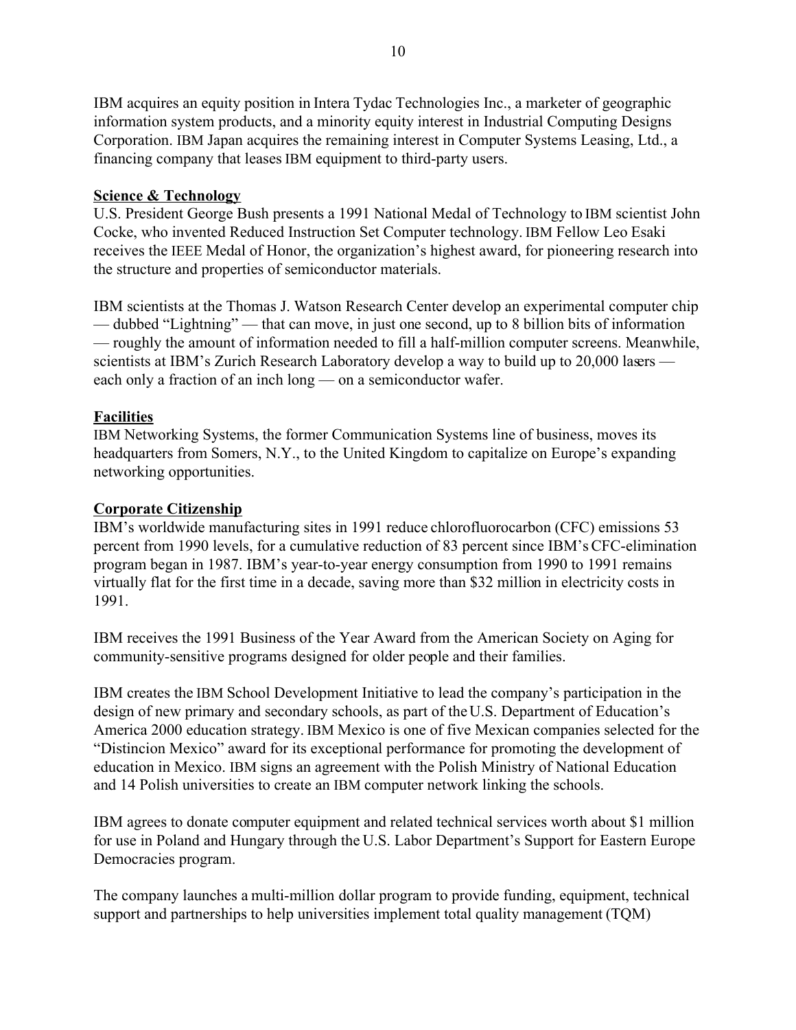IBM acquires an equity position in Intera Tydac Technologies Inc., a marketer of geographic information system products, and a minority equity interest in Industrial Computing Designs Corporation. IBM Japan acquires the remaining interest in Computer Systems Leasing, Ltd., a financing company that leases IBM equipment to third-party users.

**Science & Technology**

U.S. President George Bush presents a 1991 National Medal of Technology to IBM scientist John Cocke, who invented Reduced Instruction Set Computer technology. IBM Fellow Leo Esaki receives the IEEE Medal of Honor, the organization's highest award, for pioneering research into the structure and properties of semiconductor materials.

IBM scientists at the Thomas J. Watson Research Center develop an experimental computer chip — dubbed "Lightning" — that can move, in just one second, up to 8 billion bits of information — roughly the amount of information needed to fill a half-million computer screens. Meanwhile, scientists at IBM's Zurich Research Laboratory develop a way to build up to 20,000 lasers — each only a fraction of an inch long — on a semiconductor wafer.

**Facilities**

IBM Networking Systems, the former Communication Systems line of business, moves its headquarters from Somers, N.Y., to the United Kingdom to capitalize on Europe's expanding networking opportunities.

**Corporate Citizenship**

IBM's worldwide manufacturing sites in 1991 reduce chlorofluorocarbon (CFC) emissions 53 percent from 1990 levels, for a cumulative reduction of 83 percent since IBM's CFC-elimination program began in 1987. IBM's year-to-year energy consumption from 1990 to 1991 remains virtually flat for the first time in a decade, saving more than $32 million in electricity costs in 1991.

IBM receives the 1991 Business of the Year Award from the American Society on Aging for community-sensitive programs designed for older people and their families.

IBM creates the IBM School Development Initiative to lead the company's participation in the design of new primary and secondary schools, as part of the U.S. Department of Education's America 2000 education strategy. IBM Mexico is one of five Mexican companies selected for the "Distincion Mexico" award for its exceptional performance for promoting the development of education in Mexico. IBM signs an agreement with the Polish Ministry of National Education and 14 Polish universities to create an IBM computer network linking the schools.

IBM agrees to donate computer equipment and related technical services worth about $1 million for use in Poland and Hungary through the U.S. Labor Department's Support for Eastern Europe Democracies program.

The company launches a multi-million dollar program to provide funding, equipment, technical support and partnerships to help universities implement total quality management (TQM)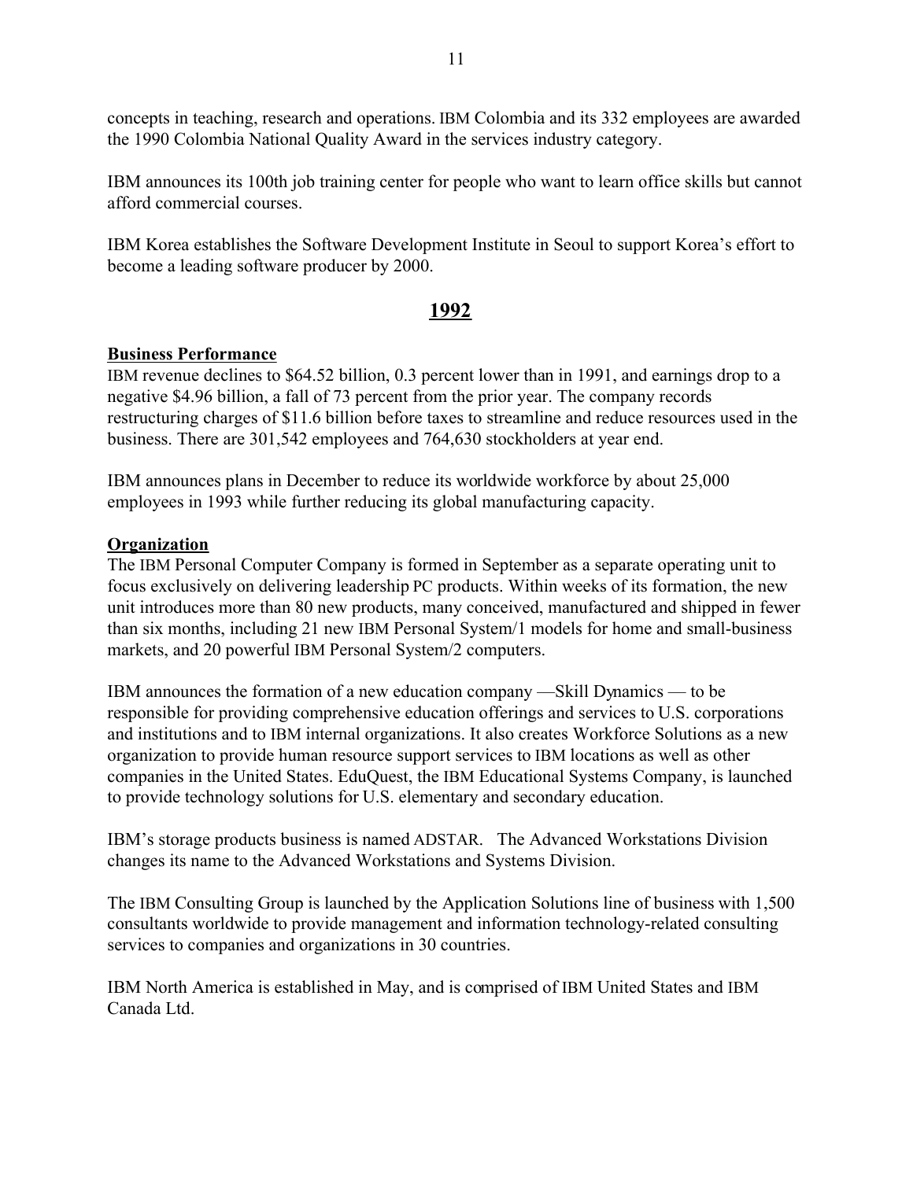concepts in teaching, research and operations. IBM Colombia and its 332 employees are awarded the 1990 Colombia National Quality Award in the services industry category.

IBM announces its 100th job training center for people who want to learn office skills but cannot afford commercial courses.

IBM Korea establishes the Software Development Institute in Seoul to support Korea's effort to become a leading software producer by 2000.

## 1992

### Business Performance

IBM revenue declines to $64.52 billion, 0.3 percent lower than in 1991, and earnings drop to a negative $4.96 billion, a fall of 73 percent from the prior year. The company records restructuring charges of $11.6 billion before taxes to streamline and reduce resources used in the business. There are 301,542 employees and 764,630 stockholders at year end.

IBM announces plans in December to reduce its worldwide workforce by about 25,000 employees in 1993 while further reducing its global manufacturing capacity.

### Organization

The IBM Personal Computer Company is formed in September as a separate operating unit to focus exclusively on delivering leadership PC products. Within weeks of its formation, the new unit introduces more than 80 new products, many conceived, manufactured and shipped in fewer than six months, including 21 new IBM Personal System/1 models for home and small-business markets, and 20 powerful IBM Personal System/2 computers.

IBM announces the formation of a new education company —Skill Dynamics — to be responsible for providing comprehensive education offerings and services to U.S. corporations and institutions and to IBM internal organizations. It also creates Workforce Solutions as a new organization to provide human resource support services to IBM locations as well as other companies in the United States. EduQuest, the IBM Educational Systems Company, is launched to provide technology solutions for U.S. elementary and secondary education.

IBM's storage products business is named ADSTAR. The Advanced Workstations Division changes its name to the Advanced Workstations and Systems Division.

The IBM Consulting Group is launched by the Application Solutions line of business with 1,500 consultants worldwide to provide management and information technology-related consulting services to companies and organizations in 30 countries.

IBM North America is established in May, and is comprised of IBM United States and IBM Canada Ltd.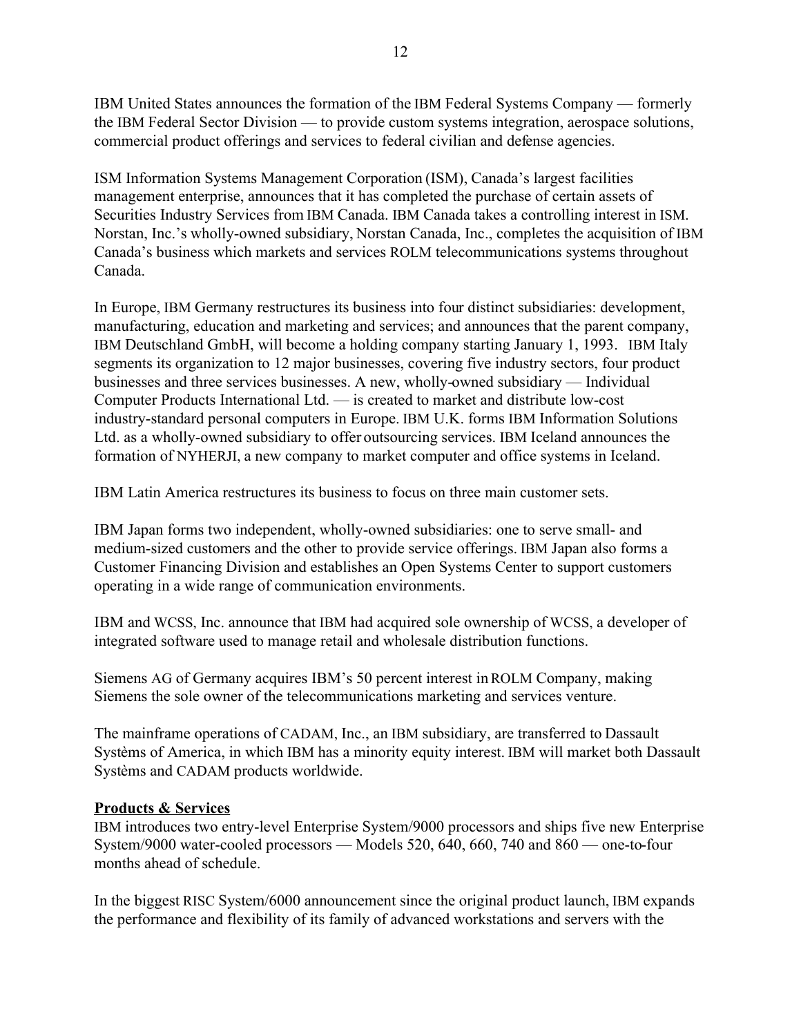IBM United States announces the formation of the IBM Federal Systems Company — formerly the IBM Federal Sector Division — to provide custom systems integration, aerospace solutions, commercial product offerings and services to federal civilian and defense agencies.

ISM Information Systems Management Corporation (ISM), Canada's largest facilities management enterprise, announces that it has completed the purchase of certain assets of Securities Industry Services from IBM Canada. IBM Canada takes a controlling interest in ISM. Norstan, Inc.'s wholly-owned subsidiary, Norstan Canada, Inc., completes the acquisition of IBM Canada's business which markets and services ROLM telecommunications systems throughout Canada.

In Europe, IBM Germany restructures its business into four distinct subsidiaries: development, manufacturing, education and marketing and services; and announces that the parent company, IBM Deutschland GmbH, will become a holding company starting January 1, 1993. IBM Italy segments its organization to 12 major businesses, covering five industry sectors, four product businesses and three services businesses. A new, wholly-owned subsidiary — Individual Computer Products International Ltd. — is created to market and distribute low-cost industry-standard personal computers in Europe. IBM U.K. forms IBM Information Solutions Ltd. as a wholly-owned subsidiary to offer outsourcing services. IBM Iceland announces the formation of NYHERJI, a new company to market computer and office systems in Iceland.

IBM Latin America restructures its business to focus on three main customer sets.

IBM Japan forms two independent, wholly-owned subsidiaries: one to serve small- and medium-sized customers and the other to provide service offerings. IBM Japan also forms a Customer Financing Division and establishes an Open Systems Center to support customers operating in a wide range of communication environments.

IBM and WCSS, Inc. announce that IBM had acquired sole ownership of WCSS, a developer of integrated software used to manage retail and wholesale distribution functions.

Siemens AG of Germany acquires IBM's 50 percent interest in ROLM Company, making Siemens the sole owner of the telecommunications marketing and services venture.

The mainframe operations of CADAM, Inc., an IBM subsidiary, are transferred to Dassault Systèms of America, in which IBM has a minority equity interest. IBM will market both Dassault Systèms and CADAM products worldwide.

**Products & Services**

IBM introduces two entry-level Enterprise System/9000 processors and ships five new Enterprise System/9000 water-cooled processors — Models 520, 640, 660, 740 and 860 — one-to-four months ahead of schedule.

In the biggest RISC System/6000 announcement since the original product launch, IBM expands the performance and flexibility of its family of advanced workstations and servers with the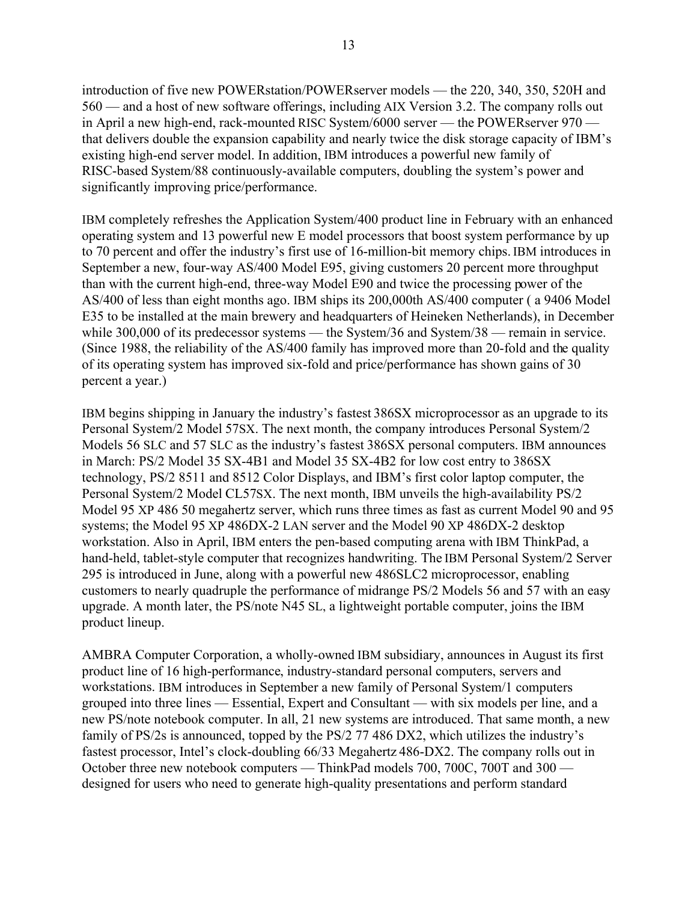introduction of five new POWERstation/POWERserver models — the 220, 340, 350, 520H and 560 — and a host of new software offerings, including AIX Version 3.2. The company rolls out in April a new high-end, rack-mounted RISC System/6000 server — the POWERserver 970 — that delivers double the expansion capability and nearly twice the disk storage capacity of IBM's existing high-end server model. In addition, IBM introduces a powerful new family of RISC-based System/88 continuously-available computers, doubling the system's power and significantly improving price/performance.

IBM completely refreshes the Application System/400 product line in February with an enhanced operating system and 13 powerful new E model processors that boost system performance by up to 70 percent and offer the industry's first use of 16-million-bit memory chips. IBM introduces in September a new, four-way AS/400 Model E95, giving customers 20 percent more throughput than with the current high-end, three-way Model E90 and twice the processing power of the AS/400 of less than eight months ago. IBM ships its 200,000th AS/400 computer ( a 9406 Model E35 to be installed at the main brewery and headquarters of Heineken Netherlands), in December while 300,000 of its predecessor systems — the System/36 and System/38 — remain in service. (Since 1988, the reliability of the AS/400 family has improved more than 20-fold and the quality of its operating system has improved six-fold and price/performance has shown gains of 30 percent a year.)

IBM begins shipping in January the industry's fastest 386SX microprocessor as an upgrade to its Personal System/2 Model 57SX. The next month, the company introduces Personal System/2 Models 56 SLC and 57 SLC as the industry's fastest 386SX personal computers. IBM announces in March: PS/2 Model 35 SX-4B1 and Model 35 SX-4B2 for low cost entry to 386SX technology, PS/2 8511 and 8512 Color Displays, and IBM's first color laptop computer, the Personal System/2 Model CL57SX. The next month, IBM unveils the high-availability PS/2 Model 95 XP 486 50 megahertz server, which runs three times as fast as current Model 90 and 95 systems; the Model 95 XP 486DX-2 LAN server and the Model 90 XP 486DX-2 desktop workstation. Also in April, IBM enters the pen-based computing arena with IBM ThinkPad, a hand-held, tablet-style computer that recognizes handwriting. The IBM Personal System/2 Server 295 is introduced in June, along with a powerful new 486SLC2 microprocessor, enabling customers to nearly quadruple the performance of midrange PS/2 Models 56 and 57 with an easy upgrade. A month later, the PS/note N45 SL, a lightweight portable computer, joins the IBM product lineup.

AMBRA Computer Corporation, a wholly-owned IBM subsidiary, announces in August its first product line of 16 high-performance, industry-standard personal computers, servers and workstations. IBM introduces in September a new family of Personal System/1 computers grouped into three lines — Essential, Expert and Consultant — with six models per line, and a new PS/note notebook computer. In all, 21 new systems are introduced. That same month, a new family of PS/2s is announced, topped by the PS/2 77 486 DX2, which utilizes the industry's fastest processor, Intel's clock-doubling 66/33 Megahertz 486-DX2. The company rolls out in October three new notebook computers — ThinkPad models 700, 700C, 700T and 300 — designed for users who need to generate high-quality presentations and perform standard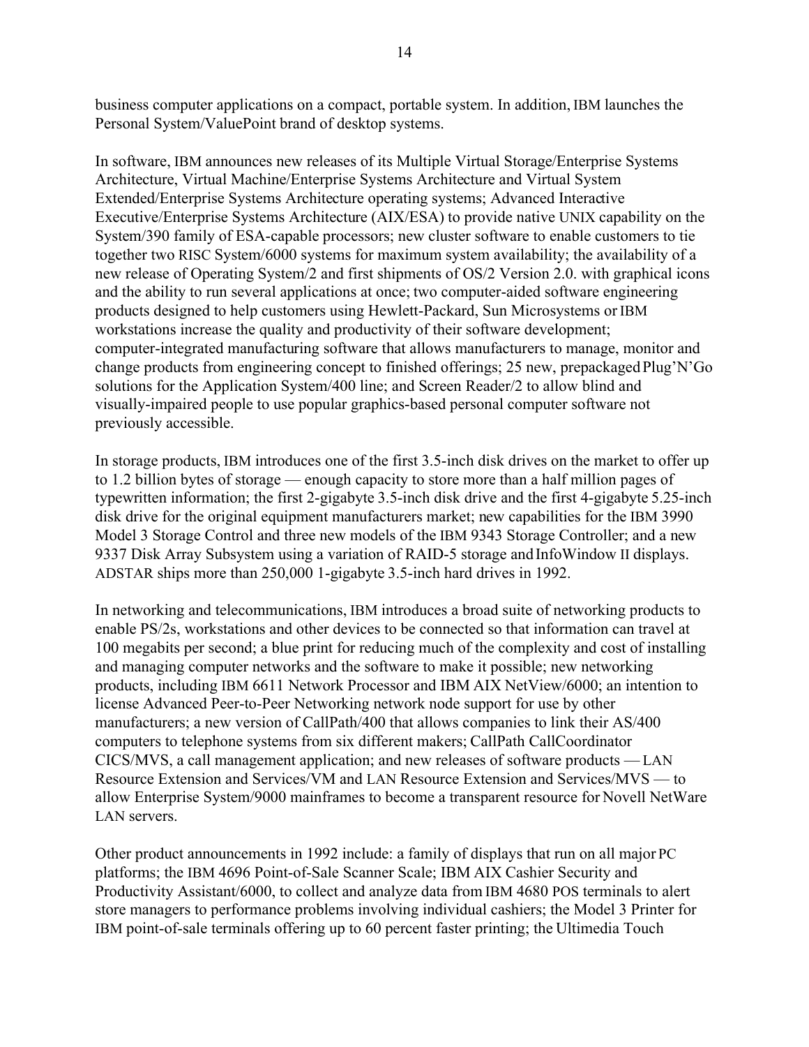business computer applications on a compact, portable system. In addition, IBM launches the Personal System/ValuePoint brand of desktop systems.

In software, IBM announces new releases of its Multiple Virtual Storage/Enterprise Systems Architecture, Virtual Machine/Enterprise Systems Architecture and Virtual System Extended/Enterprise Systems Architecture operating systems; Advanced Interactive Executive/Enterprise Systems Architecture (AIX/ESA) to provide native UNIX capability on the System/390 family of ESA-capable processors; new cluster software to enable customers to tie together two RISC System/6000 systems for maximum system availability; the availability of a new release of Operating System/2 and first shipments of OS/2 Version 2.0. with graphical icons and the ability to run several applications at once; two computer-aided software engineering products designed to help customers using Hewlett-Packard, Sun Microsystems or IBM workstations increase the quality and productivity of their software development; computer-integrated manufacturing software that allows manufacturers to manage, monitor and change products from engineering concept to finished offerings; 25 new, prepackaged Plug'N'Go solutions for the Application System/400 line; and Screen Reader/2 to allow blind and visually-impaired people to use popular graphics-based personal computer software not previously accessible.

In storage products, IBM introduces one of the first 3.5-inch disk drives on the market to offer up to 1.2 billion bytes of storage — enough capacity to store more than a half million pages of typewritten information; the first 2-gigabyte 3.5-inch disk drive and the first 4-gigabyte 5.25-inch disk drive for the original equipment manufacturers market; new capabilities for the IBM 3990 Model 3 Storage Control and three new models of the IBM 9343 Storage Controller; and a new 9337 Disk Array Subsystem using a variation of RAID-5 storage and InfoWindow II displays. ADSTAR ships more than 250,000 1-gigabyte 3.5-inch hard drives in 1992.

In networking and telecommunications, IBM introduces a broad suite of networking products to enable PS/2s, workstations and other devices to be connected so that information can travel at 100 megabits per second; a blue print for reducing much of the complexity and cost of installing and managing computer networks and the software to make it possible; new networking products, including IBM 6611 Network Processor and IBM AIX NetView/6000; an intention to license Advanced Peer-to-Peer Networking network node support for use by other manufacturers; a new version of CallPath/400 that allows companies to link their AS/400 computers to telephone systems from six different makers; CallPath CallCoordinator CICS/MVS, a call management application; and new releases of software products — LAN Resource Extension and Services/VM and LAN Resource Extension and Services/MVS — to allow Enterprise System/9000 mainframes to become a transparent resource for Novell NetWare LAN servers.

Other product announcements in 1992 include: a family of displays that run on all major PC platforms; the IBM 4696 Point-of-Sale Scanner Scale; IBM AIX Cashier Security and Productivity Assistant/6000, to collect and analyze data from IBM 4680 POS terminals to alert store managers to performance problems involving individual cashiers; the Model 3 Printer for IBM point-of-sale terminals offering up to 60 percent faster printing; the Ultimedia Touch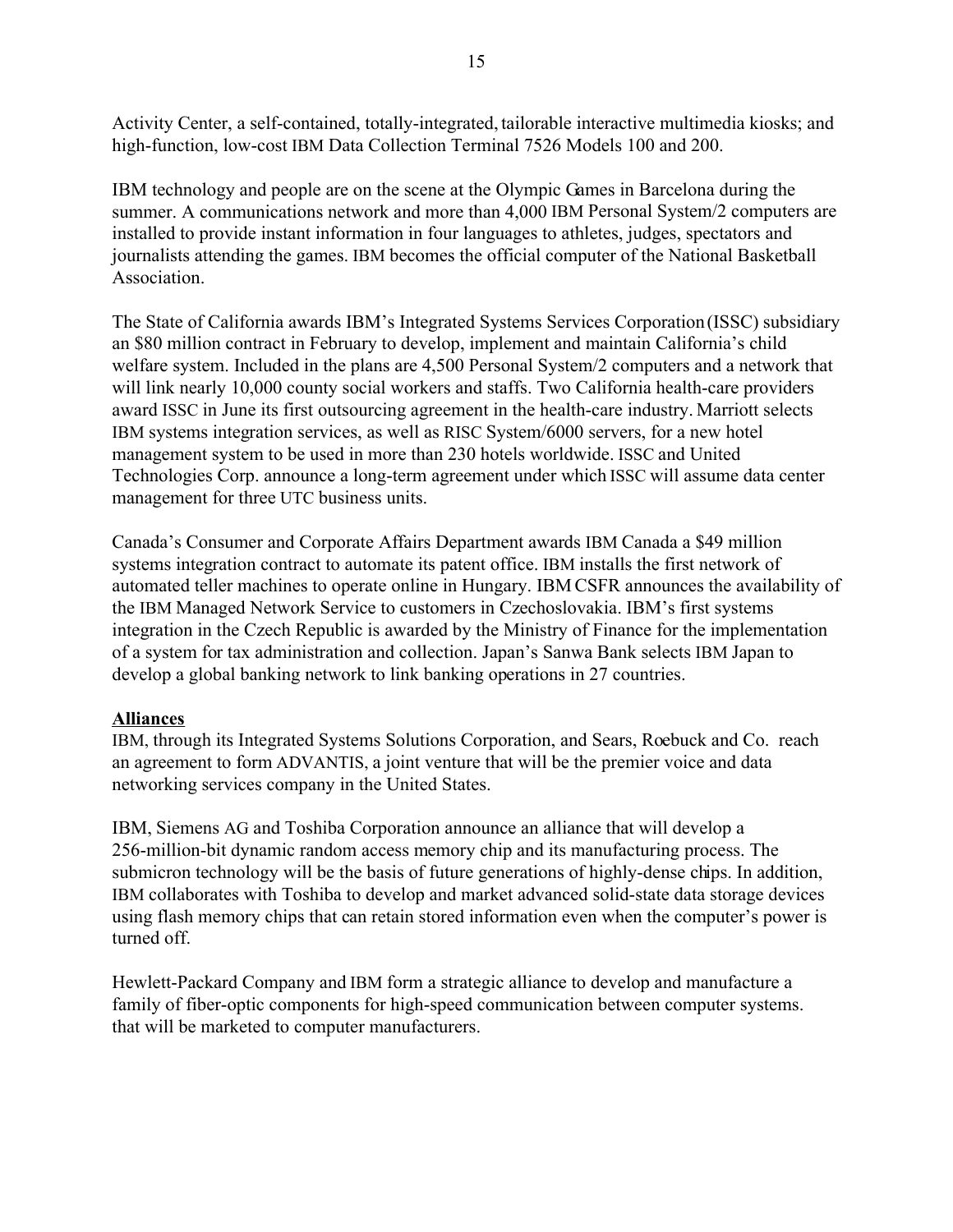Activity Center, a self-contained, totally-integrated, tailorable interactive multimedia kiosks; and high-function, low-cost IBM Data Collection Terminal 7526 Models 100 and 200.

IBM technology and people are on the scene at the Olympic Games in Barcelona during the summer. A communications network and more than 4,000 IBM Personal System/2 computers are installed to provide instant information in four languages to athletes, judges, spectators and journalists attending the games. IBM becomes the official computer of the National Basketball Association.

The State of California awards IBM's Integrated Systems Services Corporation (ISSC) subsidiary an \$80 million contract in February to develop, implement and maintain California's child welfare system. Included in the plans are 4,500 Personal System/2 computers and a network that will link nearly 10,000 county social workers and staffs. Two California health-care providers award ISSC in June its first outsourcing agreement in the health-care industry. Marriott selects IBM systems integration services, as well as RISC System/6000 servers, for a new hotel management system to be used in more than 230 hotels worldwide. ISSC and United Technologies Corp. announce a long-term agreement under which ISSC will assume data center management for three UTC business units.

Canada's Consumer and Corporate Affairs Department awards IBM Canada a \$49 million systems integration contract to automate its patent office. IBM installs the first network of automated teller machines to operate online in Hungary. IBM CSFR announces the availability of the IBM Managed Network Service to customers in Czechoslovakia. IBM's first systems integration in the Czech Republic is awarded by the Ministry of Finance for the implementation of a system for tax administration and collection. Japan's Sanwa Bank selects IBM Japan to develop a global banking network to link banking operations in 27 countries.

**Alliances**

IBM, through its Integrated Systems Solutions Corporation, and Sears, Roebuck and Co. reach an agreement to form ADVANTIS, a joint venture that will be the premier voice and data networking services company in the United States.

IBM, Siemens AG and Toshiba Corporation announce an alliance that will develop a 256-million-bit dynamic random access memory chip and its manufacturing process. The submicron technology will be the basis of future generations of highly-dense chips. In addition, IBM collaborates with Toshiba to develop and market advanced solid-state data storage devices using flash memory chips that can retain stored information even when the computer's power is turned off.

Hewlett-Packard Company and IBM form a strategic alliance to develop and manufacture a family of fiber-optic components for high-speed communication between computer systems. that will be marketed to computer manufacturers.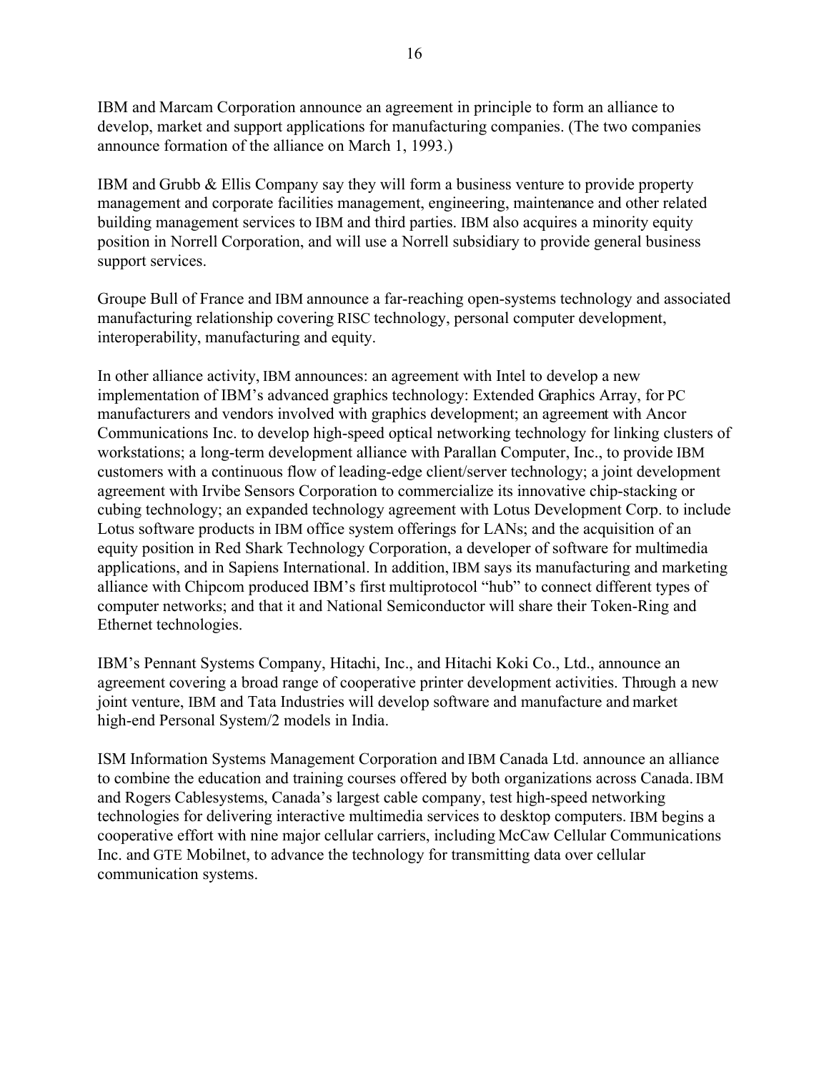IBM and Marcam Corporation announce an agreement in principle to form an alliance to develop, market and support applications for manufacturing companies. (The two companies announce formation of the alliance on March 1, 1993.)

IBM and Grubb & Ellis Company say they will form a business venture to provide property management and corporate facilities management, engineering, maintenance and other related building management services to IBM and third parties. IBM also acquires a minority equity position in Norrell Corporation, and will use a Norrell subsidiary to provide general business support services.

Groupe Bull of France and IBM announce a far-reaching open-systems technology and associated manufacturing relationship covering RISC technology, personal computer development, interoperability, manufacturing and equity.

In other alliance activity, IBM announces: an agreement with Intel to develop a new implementation of IBM's advanced graphics technology: Extended Graphics Array, for PC manufacturers and vendors involved with graphics development; an agreement with Ancor Communications Inc. to develop high-speed optical networking technology for linking clusters of workstations; a long-term development alliance with Parallan Computer, Inc., to provide IBM customers with a continuous flow of leading-edge client/server technology; a joint development agreement with Irvibe Sensors Corporation to commercialize its innovative chip-stacking or cubing technology; an expanded technology agreement with Lotus Development Corp. to include Lotus software products in IBM office system offerings for LANs; and the acquisition of an equity position in Red Shark Technology Corporation, a developer of software for multimedia applications, and in Sapiens International. In addition, IBM says its manufacturing and marketing alliance with Chipcom produced IBM's first multiprotocol "hub" to connect different types of computer networks; and that it and National Semiconductor will share their Token-Ring and Ethernet technologies.

IBM's Pennant Systems Company, Hitachi, Inc., and Hitachi Koki Co., Ltd., announce an agreement covering a broad range of cooperative printer development activities. Through a new joint venture, IBM and Tata Industries will develop software and manufacture and market high-end Personal System/2 models in India.

ISM Information Systems Management Corporation and IBM Canada Ltd. announce an alliance to combine the education and training courses offered by both organizations across Canada. IBM and Rogers Cablesystems, Canada's largest cable company, test high-speed networking technologies for delivering interactive multimedia services to desktop computers. IBM begins a cooperative effort with nine major cellular carriers, including McCaw Cellular Communications Inc. and GTE Mobilnet, to advance the technology for transmitting data over cellular communication systems.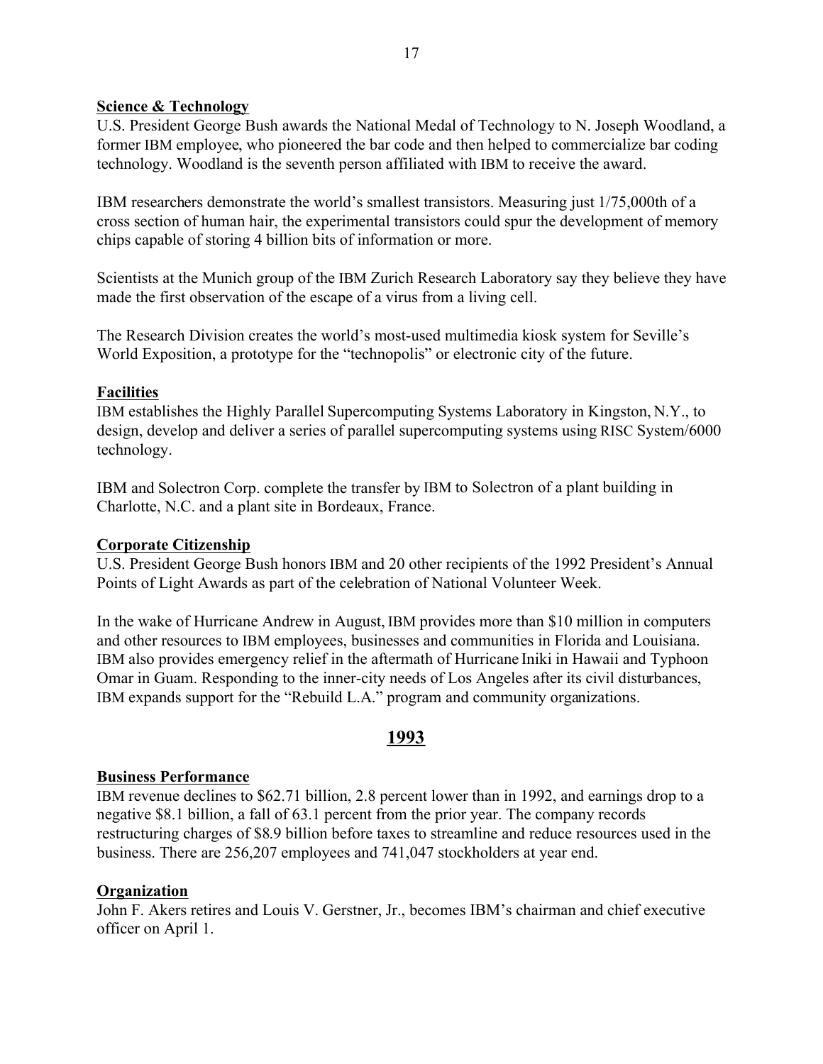**Science & Technology**

U.S. President George Bush awards the National Medal of Technology to N. Joseph Woodland, a former IBM employee, who pioneered the bar code and then helped to commercialize bar coding technology. Woodland is the seventh person affiliated with IBM to receive the award.

IBM researchers demonstrate the world's smallest transistors. Measuring just 1/75,000th of a cross section of human hair, the experimental transistors could spur the development of memory chips capable of storing 4 billion bits of information or more.

Scientists at the Munich group of the IBM Zurich Research Laboratory say they believe they have made the first observation of the escape of a virus from a living cell.

The Research Division creates the world's most-used multimedia kiosk system for Seville's World Exposition, a prototype for the "technopolis" or electronic city of the future.

**Facilities**

IBM establishes the Highly Parallel Supercomputing Systems Laboratory in Kingston, N.Y., to design, develop and deliver a series of parallel supercomputing systems using RISC System/6000 technology.

IBM and Solectron Corp. complete the transfer by IBM to Solectron of a plant building in Charlotte, N.C. and a plant site in Bordeaux, France.

**Corporate Citizenship**

U.S. President George Bush honors IBM and 20 other recipients of the 1992 President's Annual Points of Light Awards as part of the celebration of National Volunteer Week.

In the wake of Hurricane Andrew in August, IBM provides more than $10 million in computers and other resources to IBM employees, businesses and communities in Florida and Louisiana. IBM also provides emergency relief in the aftermath of Hurricane Iniki in Hawaii and Typhoon Omar in Guam. Responding to the inner-city needs of Los Angeles after its civil disturbances, IBM expands support for the "Rebuild L.A." program and community organizations.

## 1993

**Business Performance**

IBM revenue declines to $62.71 billion, 2.8 percent lower than in 1992, and earnings drop to a negative $8.1 billion, a fall of 63.1 percent from the prior year. The company records restructuring charges of $8.9 billion before taxes to streamline and reduce resources used in the business. There are 256,207 employees and 741,047 stockholders at year end.

**Organization**

John F. Akers retires and Louis V. Gerstner, Jr., becomes IBM's chairman and chief executive officer on April 1.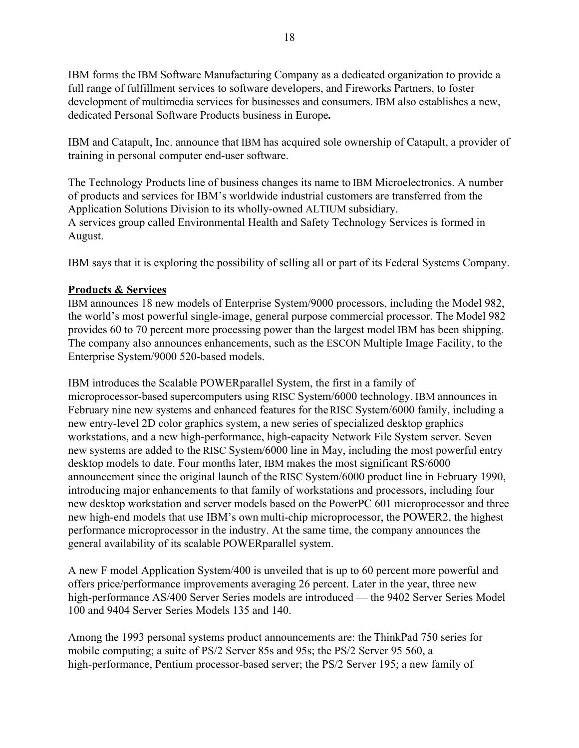IBM forms the IBM Software Manufacturing Company as a dedicated organization to provide a full range of fulfillment services to software developers, and Fireworks Partners, to foster development of multimedia services for businesses and consumers. IBM also establishes a new, dedicated Personal Software Products business in Europe**.**

IBM and Catapult, Inc. announce that IBM has acquired sole ownership of Catapult, a provider of training in personal computer end-user software.

The Technology Products line of business changes its name to IBM Microelectronics. A number of products and services for IBM's worldwide industrial customers are transferred from the Application Solutions Division to its wholly-owned ALTIUM subsidiary.
A services group called Environmental Health and Safety Technology Services is formed in August.

IBM says that it is exploring the possibility of selling all or part of its Federal Systems Company.

**Products & Services**

IBM announces 18 new models of Enterprise System/9000 processors, including the Model 982, the world's most powerful single-image, general purpose commercial processor. The Model 982 provides 60 to 70 percent more processing power than the largest model IBM has been shipping. The company also announces enhancements, such as the ESCON Multiple Image Facility, to the Enterprise System/9000 520-based models.

IBM introduces the Scalable POWERparallel System, the first in a family of microprocessor-based supercomputers using RISC System/6000 technology. IBM announces in February nine new systems and enhanced features for the RISC System/6000 family, including a new entry-level 2D color graphics system, a new series of specialized desktop graphics workstations, and a new high-performance, high-capacity Network File System server. Seven new systems are added to the RISC System/6000 line in May, including the most powerful entry desktop models to date. Four months later, IBM makes the most significant RS/6000 announcement since the original launch of the RISC System/6000 product line in February 1990, introducing major enhancements to that family of workstations and processors, including four new desktop workstation and server models based on the PowerPC 601 microprocessor and three new high-end models that use IBM's own multi-chip microprocessor, the POWER2, the highest performance microprocessor in the industry. At the same time, the company announces the general availability of its scalable POWERparallel system.

A new F model Application System/400 is unveiled that is up to 60 percent more powerful and offers price/performance improvements averaging 26 percent. Later in the year, three new high-performance AS/400 Server Series models are introduced — the 9402 Server Series Model 100 and 9404 Server Series Models 135 and 140.

Among the 1993 personal systems product announcements are: the ThinkPad 750 series for mobile computing; a suite of PS/2 Server 85s and 95s; the PS/2 Server 95 560, a high-performance, Pentium processor-based server; the PS/2 Server 195; a new family of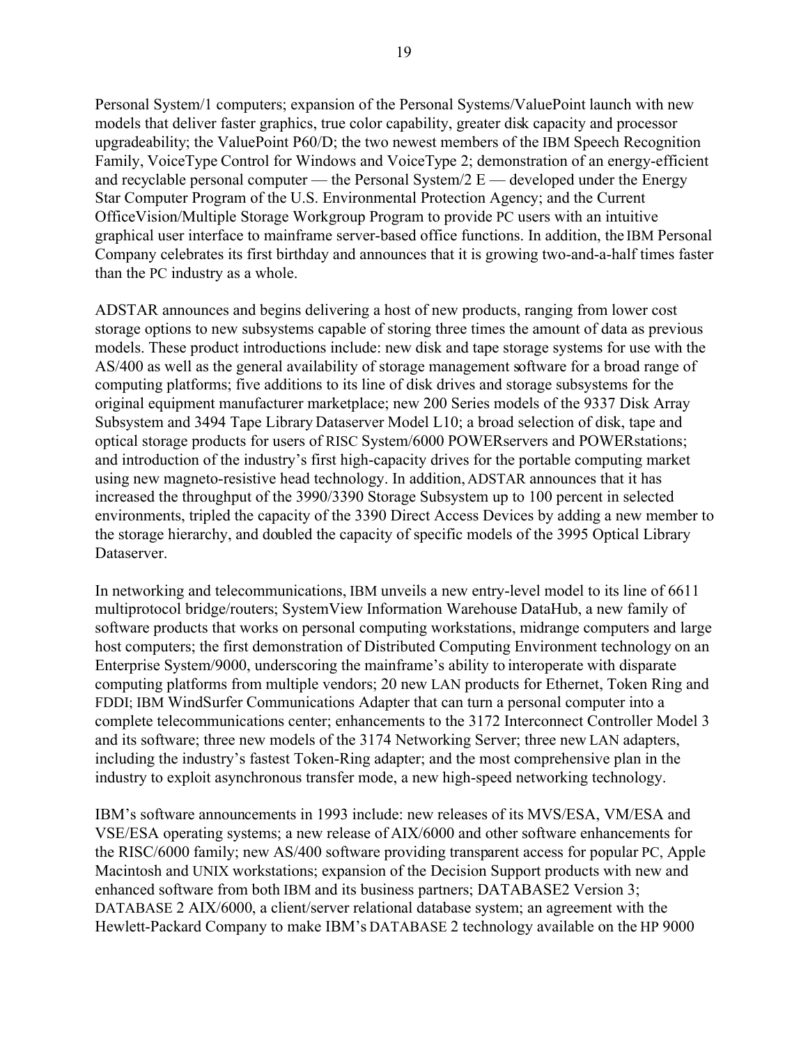Personal System/1 computers; expansion of the Personal Systems/ValuePoint launch with new models that deliver faster graphics, true color capability, greater disk capacity and processor upgradeability; the ValuePoint P60/D; the two newest members of the IBM Speech Recognition Family, VoiceType Control for Windows and VoiceType 2; demonstration of an energy-efficient and recyclable personal computer — the Personal System/2 E — developed under the Energy Star Computer Program of the U.S. Environmental Protection Agency; and the Current OfficeVision/Multiple Storage Workgroup Program to provide PC users with an intuitive graphical user interface to mainframe server-based office functions. In addition, the IBM Personal Company celebrates its first birthday and announces that it is growing two-and-a-half times faster than the PC industry as a whole.

ADSTAR announces and begins delivering a host of new products, ranging from lower cost storage options to new subsystems capable of storing three times the amount of data as previous models. These product introductions include: new disk and tape storage systems for use with the AS/400 as well as the general availability of storage management software for a broad range of computing platforms; five additions to its line of disk drives and storage subsystems for the original equipment manufacturer marketplace; new 200 Series models of the 9337 Disk Array Subsystem and 3494 Tape Library Dataserver Model L10; a broad selection of disk, tape and optical storage products for users of RISC System/6000 POWERservers and POWERstations; and introduction of the industry's first high-capacity drives for the portable computing market using new magneto-resistive head technology. In addition, ADSTAR announces that it has increased the throughput of the 3990/3390 Storage Subsystem up to 100 percent in selected environments, tripled the capacity of the 3390 Direct Access Devices by adding a new member to the storage hierarchy, and doubled the capacity of specific models of the 3995 Optical Library Dataserver.

In networking and telecommunications, IBM unveils a new entry-level model to its line of 6611 multiprotocol bridge/routers; SystemView Information Warehouse DataHub, a new family of software products that works on personal computing workstations, midrange computers and large host computers; the first demonstration of Distributed Computing Environment technology on an Enterprise System/9000, underscoring the mainframe's ability to interoperate with disparate computing platforms from multiple vendors; 20 new LAN products for Ethernet, Token Ring and FDDI; IBM WindSurfer Communications Adapter that can turn a personal computer into a complete telecommunications center; enhancements to the 3172 Interconnect Controller Model 3 and its software; three new models of the 3174 Networking Server; three new LAN adapters, including the industry's fastest Token-Ring adapter; and the most comprehensive plan in the industry to exploit asynchronous transfer mode, a new high-speed networking technology.

IBM's software announcements in 1993 include: new releases of its MVS/ESA, VM/ESA and VSE/ESA operating systems; a new release of AIX/6000 and other software enhancements for the RISC/6000 family; new AS/400 software providing transparent access for popular PC, Apple Macintosh and UNIX workstations; expansion of the Decision Support products with new and enhanced software from both IBM and its business partners; DATABASE2 Version 3; DATABASE 2 AIX/6000, a client/server relational database system; an agreement with the Hewlett-Packard Company to make IBM's DATABASE 2 technology available on the HP 9000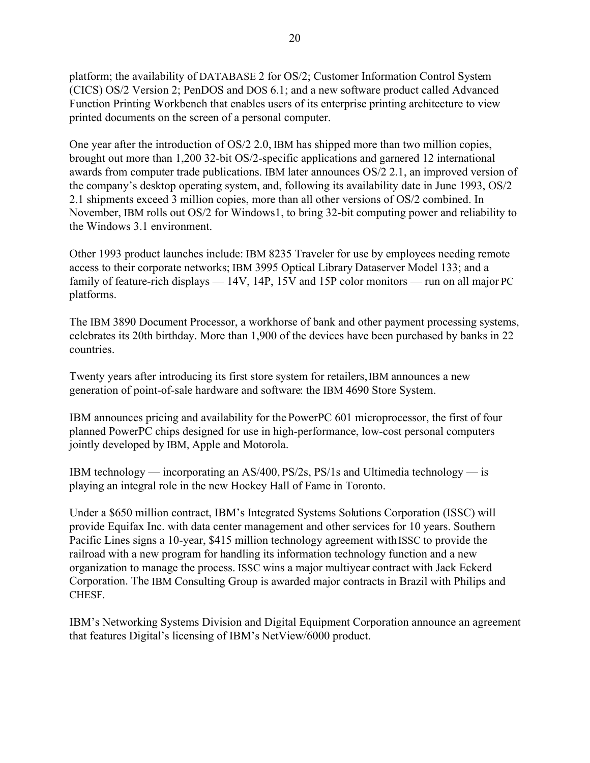platform; the availability of DATABASE 2 for OS/2; Customer Information Control System (CICS) OS/2 Version 2; PenDOS and DOS 6.1; and a new software product called Advanced Function Printing Workbench that enables users of its enterprise printing architecture to view printed documents on the screen of a personal computer.

One year after the introduction of OS/2 2.0, IBM has shipped more than two million copies, brought out more than 1,200 32-bit OS/2-specific applications and garnered 12 international awards from computer trade publications. IBM later announces OS/2 2.1, an improved version of the company's desktop operating system, and, following its availability date in June 1993, OS/2 2.1 shipments exceed 3 million copies, more than all other versions of OS/2 combined. In November, IBM rolls out OS/2 for Windows1, to bring 32-bit computing power and reliability to the Windows 3.1 environment.

Other 1993 product launches include: IBM 8235 Traveler for use by employees needing remote access to their corporate networks; IBM 3995 Optical Library Dataserver Model 133; and a family of feature-rich displays — 14V, 14P, 15V and 15P color monitors — run on all major PC platforms.

The IBM 3890 Document Processor, a workhorse of bank and other payment processing systems, celebrates its 20th birthday. More than 1,900 of the devices have been purchased by banks in 22 countries.

Twenty years after introducing its first store system for retailers, IBM announces a new generation of point-of-sale hardware and software: the IBM 4690 Store System.

IBM announces pricing and availability for the PowerPC 601 microprocessor, the first of four planned PowerPC chips designed for use in high-performance, low-cost personal computers jointly developed by IBM, Apple and Motorola.

IBM technology — incorporating an AS/400, PS/2s, PS/1s and Ultimedia technology — is playing an integral role in the new Hockey Hall of Fame in Toronto.

Under a $650 million contract, IBM's Integrated Systems Solutions Corporation (ISSC) will provide Equifax Inc. with data center management and other services for 10 years. Southern Pacific Lines signs a 10-year, $415 million technology agreement with ISSC to provide the railroad with a new program for handling its information technology function and a new organization to manage the process. ISSC wins a major multiyear contract with Jack Eckerd Corporation. The IBM Consulting Group is awarded major contracts in Brazil with Philips and CHESF.

IBM's Networking Systems Division and Digital Equipment Corporation announce an agreement that features Digital's licensing of IBM's NetView/6000 product.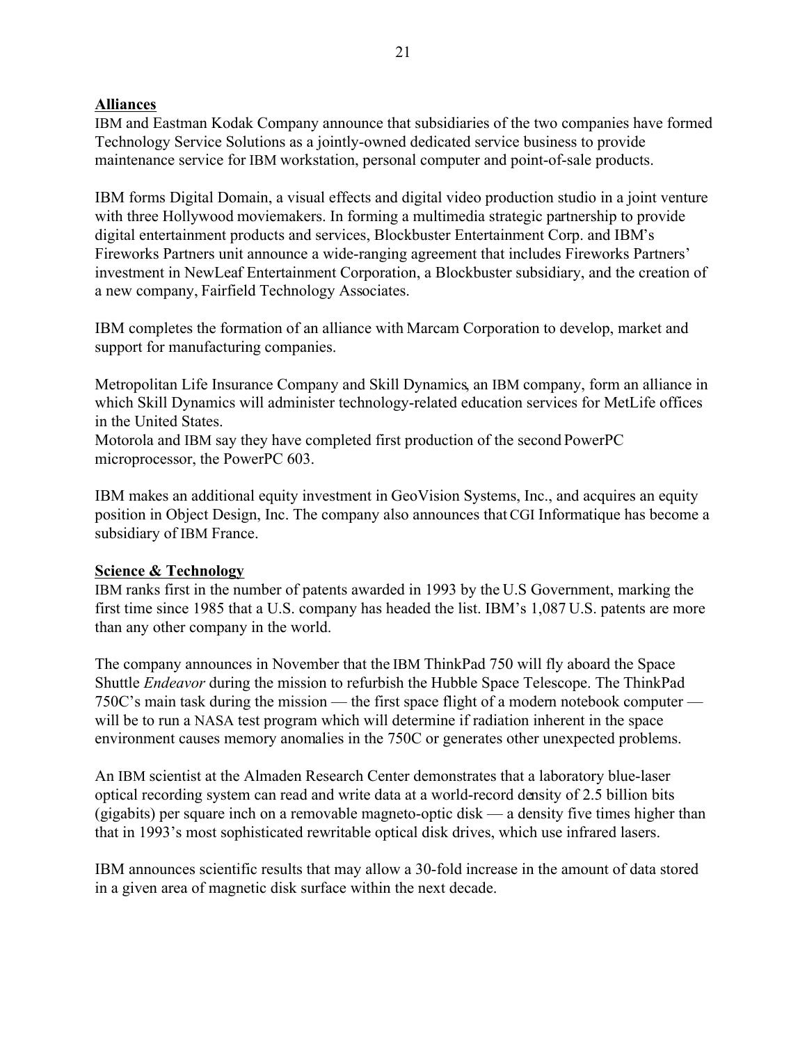**Alliances**

IBM and Eastman Kodak Company announce that subsidiaries of the two companies have formed Technology Service Solutions as a jointly-owned dedicated service business to provide maintenance service for IBM workstation, personal computer and point-of-sale products.

IBM forms Digital Domain, a visual effects and digital video production studio in a joint venture with three Hollywood moviemakers. In forming a multimedia strategic partnership to provide digital entertainment products and services, Blockbuster Entertainment Corp. and IBM's Fireworks Partners unit announce a wide-ranging agreement that includes Fireworks Partners' investment in NewLeaf Entertainment Corporation, a Blockbuster subsidiary, and the creation of a new company, Fairfield Technology Associates.

IBM completes the formation of an alliance with Marcam Corporation to develop, market and support for manufacturing companies.

Metropolitan Life Insurance Company and Skill Dynamics, an IBM company, form an alliance in which Skill Dynamics will administer technology-related education services for MetLife offices in the United States.
Motorola and IBM say they have completed first production of the second PowerPC microprocessor, the PowerPC 603.

IBM makes an additional equity investment in GeoVision Systems, Inc., and acquires an equity position in Object Design, Inc. The company also announces that CGI Informatique has become a subsidiary of IBM France.

**Science & Technology**

IBM ranks first in the number of patents awarded in 1993 by the U.S Government, marking the first time since 1985 that a U.S. company has headed the list. IBM's 1,087 U.S. patents are more than any other company in the world.

The company announces in November that the IBM ThinkPad 750 will fly aboard the Space Shuttle *Endeavor* during the mission to refurbish the Hubble Space Telescope. The ThinkPad 750C's main task during the mission — the first space flight of a modern notebook computer — will be to run a NASA test program which will determine if radiation inherent in the space environment causes memory anomalies in the 750C or generates other unexpected problems.

An IBM scientist at the Almaden Research Center demonstrates that a laboratory blue-laser optical recording system can read and write data at a world-record density of 2.5 billion bits (gigabits) per square inch on a removable magneto-optic disk — a density five times higher than that in 1993's most sophisticated rewritable optical disk drives, which use infrared lasers.

IBM announces scientific results that may allow a 30-fold increase in the amount of data stored in a given area of magnetic disk surface within the next decade.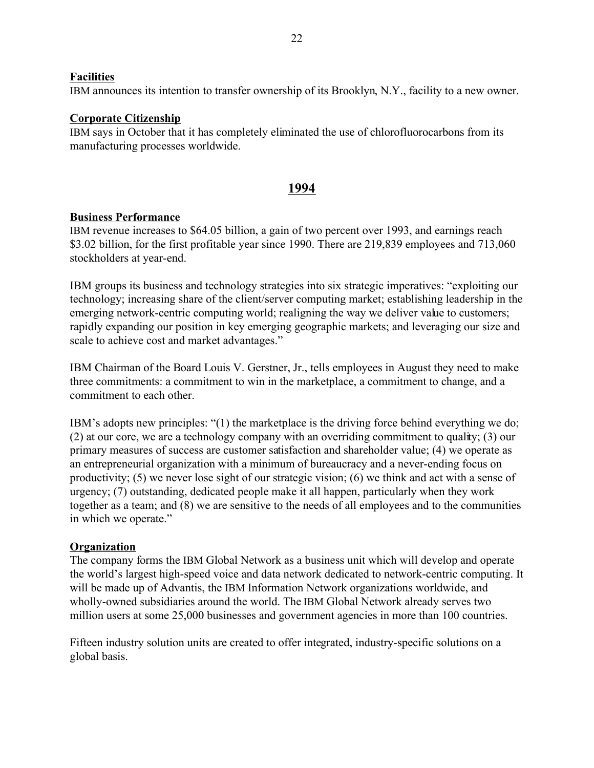**Facilities**

IBM announces its intention to transfer ownership of its Brooklyn, N.Y., facility to a new owner.

**Corporate Citizenship**

IBM says in October that it has completely eliminated the use of chlorofluorocarbons from its manufacturing processes worldwide.

## 1994

**Business Performance**

IBM revenue increases to $64.05 billion, a gain of two percent over 1993, and earnings reach $3.02 billion, for the first profitable year since 1990. There are 219,839 employees and 713,060 stockholders at year-end.

IBM groups its business and technology strategies into six strategic imperatives: "exploiting our technology; increasing share of the client/server computing market; establishing leadership in the emerging network-centric computing world; realigning the way we deliver value to customers; rapidly expanding our position in key emerging geographic markets; and leveraging our size and scale to achieve cost and market advantages."

IBM Chairman of the Board Louis V. Gerstner, Jr., tells employees in August they need to make three commitments: a commitment to win in the marketplace, a commitment to change, and a commitment to each other.

IBM's adopts new principles: "(1) the marketplace is the driving force behind everything we do; (2) at our core, we are a technology company with an overriding commitment to quality; (3) our primary measures of success are customer satisfaction and shareholder value; (4) we operate as an entrepreneurial organization with a minimum of bureaucracy and a never-ending focus on productivity; (5) we never lose sight of our strategic vision; (6) we think and act with a sense of urgency; (7) outstanding, dedicated people make it all happen, particularly when they work together as a team; and (8) we are sensitive to the needs of all employees and to the communities in which we operate."

**Organization**

The company forms the IBM Global Network as a business unit which will develop and operate the world's largest high-speed voice and data network dedicated to network-centric computing. It will be made up of Advantis, the IBM Information Network organizations worldwide, and wholly-owned subsidiaries around the world. The IBM Global Network already serves two million users at some 25,000 businesses and government agencies in more than 100 countries.

Fifteen industry solution units are created to offer integrated, industry-specific solutions on a global basis.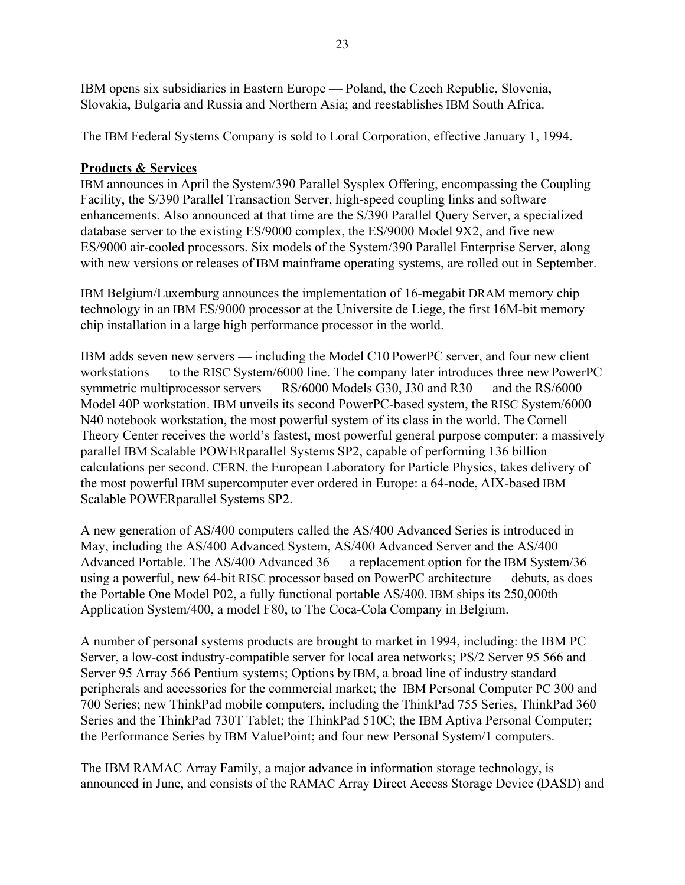IBM opens six subsidiaries in Eastern Europe — Poland, the Czech Republic, Slovenia, Slovakia, Bulgaria and Russia and Northern Asia; and reestablishes IBM South Africa.

The IBM Federal Systems Company is sold to Loral Corporation, effective January 1, 1994.

**Products & Services**

IBM announces in April the System/390 Parallel Sysplex Offering, encompassing the Coupling Facility, the S/390 Parallel Transaction Server, high-speed coupling links and software enhancements. Also announced at that time are the S/390 Parallel Query Server, a specialized database server to the existing ES/9000 complex, the ES/9000 Model 9X2, and five new ES/9000 air-cooled processors. Six models of the System/390 Parallel Enterprise Server, along with new versions or releases of IBM mainframe operating systems, are rolled out in September.

IBM Belgium/Luxemburg announces the implementation of 16-megabit DRAM memory chip technology in an IBM ES/9000 processor at the Universite de Liege, the first 16M-bit memory chip installation in a large high performance processor in the world.

IBM adds seven new servers — including the Model C10 PowerPC server, and four new client workstations — to the RISC System/6000 line. The company later introduces three new PowerPC symmetric multiprocessor servers — RS/6000 Models G30, J30 and R30 — and the RS/6000 Model 40P workstation. IBM unveils its second PowerPC-based system, the RISC System/6000 N40 notebook workstation, the most powerful system of its class in the world. The Cornell Theory Center receives the world's fastest, most powerful general purpose computer: a massively parallel IBM Scalable POWERparallel Systems SP2, capable of performing 136 billion calculations per second. CERN, the European Laboratory for Particle Physics, takes delivery of the most powerful IBM supercomputer ever ordered in Europe: a 64-node, AIX-based IBM Scalable POWERparallel Systems SP2.

A new generation of AS/400 computers called the AS/400 Advanced Series is introduced in May, including the AS/400 Advanced System, AS/400 Advanced Server and the AS/400 Advanced Portable. The AS/400 Advanced 36 — a replacement option for the IBM System/36 using a powerful, new 64-bit RISC processor based on PowerPC architecture — debuts, as does the Portable One Model P02, a fully functional portable AS/400. IBM ships its 250,000th Application System/400, a model F80, to The Coca-Cola Company in Belgium.

A number of personal systems products are brought to market in 1994, including: the IBM PC Server, a low-cost industry-compatible server for local area networks; PS/2 Server 95 566 and Server 95 Array 566 Pentium systems; Options by IBM, a broad line of industry standard peripherals and accessories for the commercial market; the IBM Personal Computer PC 300 and 700 Series; new ThinkPad mobile computers, including the ThinkPad 755 Series, ThinkPad 360 Series and the ThinkPad 730T Tablet; the ThinkPad 510C; the IBM Aptiva Personal Computer; the Performance Series by IBM ValuePoint; and four new Personal System/1 computers.

The IBM RAMAC Array Family, a major advance in information storage technology, is announced in June, and consists of the RAMAC Array Direct Access Storage Device (DASD) and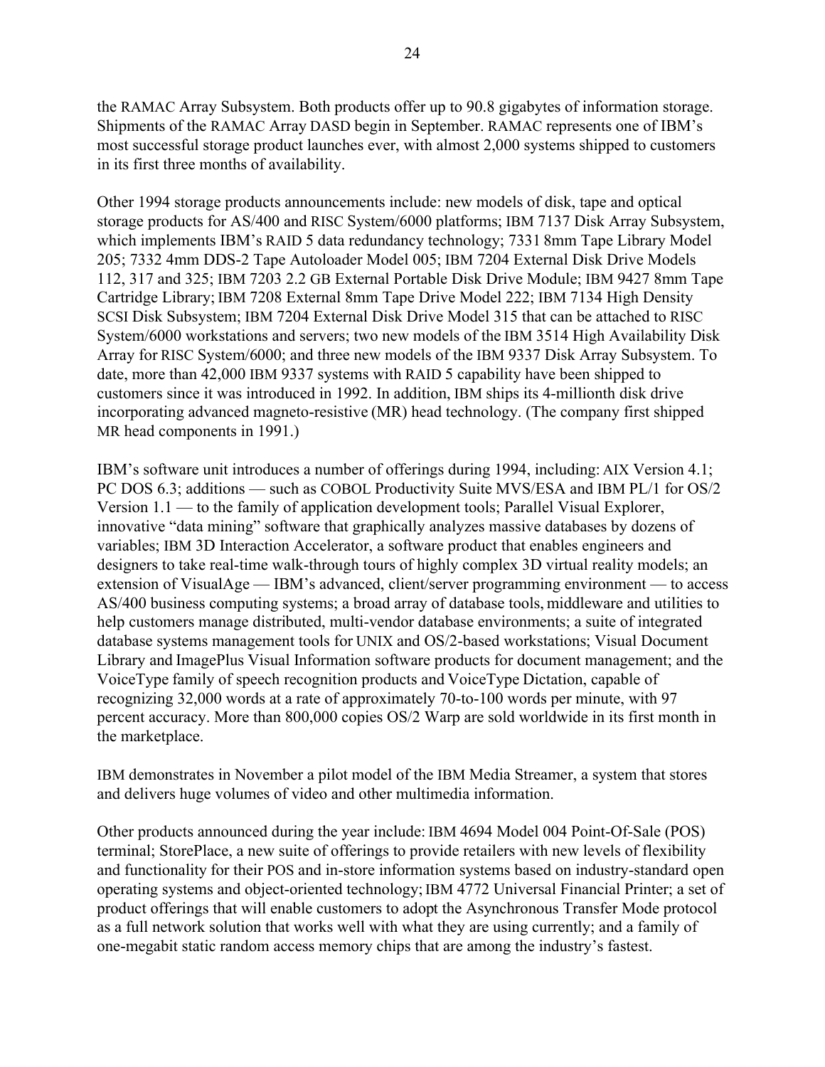the RAMAC Array Subsystem. Both products offer up to 90.8 gigabytes of information storage. Shipments of the RAMAC Array DASD begin in September. RAMAC represents one of IBM's most successful storage product launches ever, with almost 2,000 systems shipped to customers in its first three months of availability.

Other 1994 storage products announcements include: new models of disk, tape and optical storage products for AS/400 and RISC System/6000 platforms; IBM 7137 Disk Array Subsystem, which implements IBM's RAID 5 data redundancy technology; 7331 8mm Tape Library Model 205; 7332 4mm DDS-2 Tape Autoloader Model 005; IBM 7204 External Disk Drive Models 112, 317 and 325; IBM 7203 2.2 GB External Portable Disk Drive Module; IBM 9427 8mm Tape Cartridge Library; IBM 7208 External 8mm Tape Drive Model 222; IBM 7134 High Density SCSI Disk Subsystem; IBM 7204 External Disk Drive Model 315 that can be attached to RISC System/6000 workstations and servers; two new models of the IBM 3514 High Availability Disk Array for RISC System/6000; and three new models of the IBM 9337 Disk Array Subsystem. To date, more than 42,000 IBM 9337 systems with RAID 5 capability have been shipped to customers since it was introduced in 1992. In addition, IBM ships its 4-millionth disk drive incorporating advanced magneto-resistive (MR) head technology. (The company first shipped MR head components in 1991.)

IBM's software unit introduces a number of offerings during 1994, including: AIX Version 4.1; PC DOS 6.3; additions — such as COBOL Productivity Suite MVS/ESA and IBM PL/1 for OS/2 Version 1.1 — to the family of application development tools; Parallel Visual Explorer, innovative "data mining" software that graphically analyzes massive databases by dozens of variables; IBM 3D Interaction Accelerator, a software product that enables engineers and designers to take real-time walk-through tours of highly complex 3D virtual reality models; an extension of VisualAge — IBM's advanced, client/server programming environment — to access AS/400 business computing systems; a broad array of database tools, middleware and utilities to help customers manage distributed, multi-vendor database environments; a suite of integrated database systems management tools for UNIX and OS/2-based workstations; Visual Document Library and ImagePlus Visual Information software products for document management; and the VoiceType family of speech recognition products and VoiceType Dictation, capable of recognizing 32,000 words at a rate of approximately 70-to-100 words per minute, with 97 percent accuracy. More than 800,000 copies OS/2 Warp are sold worldwide in its first month in the marketplace.

IBM demonstrates in November a pilot model of the IBM Media Streamer, a system that stores and delivers huge volumes of video and other multimedia information.

Other products announced during the year include: IBM 4694 Model 004 Point-Of-Sale (POS) terminal; StorePlace, a new suite of offerings to provide retailers with new levels of flexibility and functionality for their POS and in-store information systems based on industry-standard open operating systems and object-oriented technology; IBM 4772 Universal Financial Printer; a set of product offerings that will enable customers to adopt the Asynchronous Transfer Mode protocol as a full network solution that works well with what they are using currently; and a family of one-megabit static random access memory chips that are among the industry's fastest.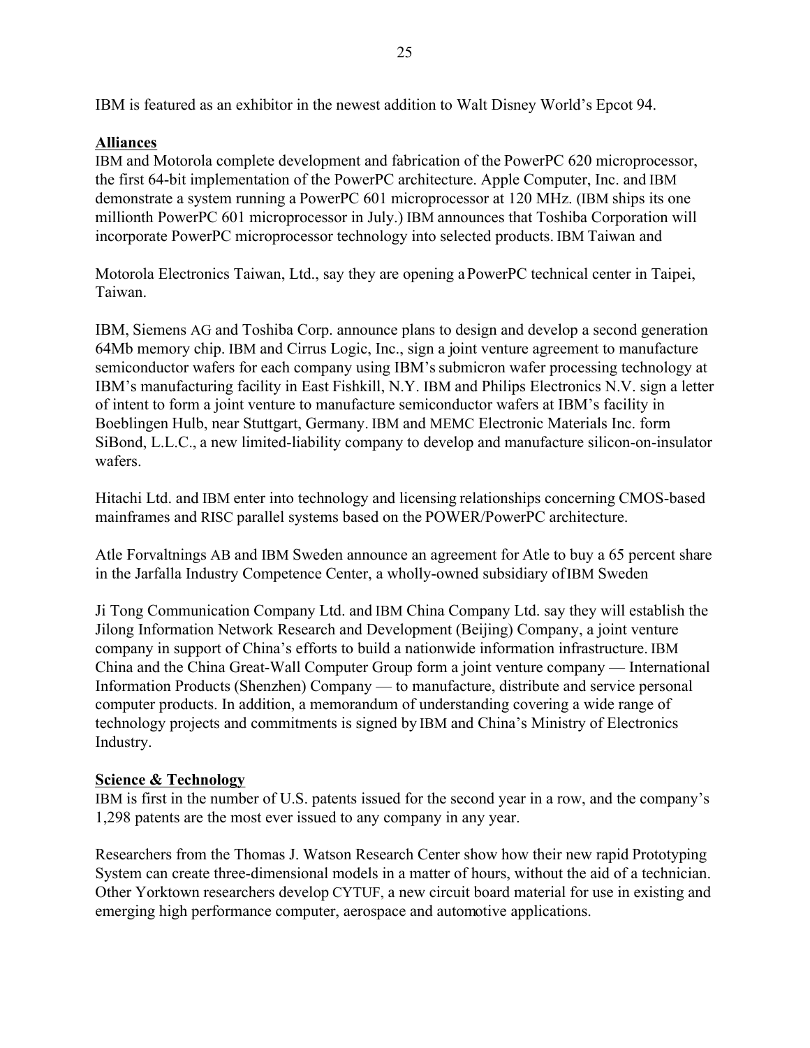IBM is featured as an exhibitor in the newest addition to Walt Disney World's Epcot 94.

**Alliances**

IBM and Motorola complete development and fabrication of the PowerPC 620 microprocessor, the first 64-bit implementation of the PowerPC architecture. Apple Computer, Inc. and IBM demonstrate a system running a PowerPC 601 microprocessor at 120 MHz. (IBM ships its one millionth PowerPC 601 microprocessor in July.) IBM announces that Toshiba Corporation will incorporate PowerPC microprocessor technology into selected products. IBM Taiwan and

Motorola Electronics Taiwan, Ltd., say they are opening a PowerPC technical center in Taipei, Taiwan.

IBM, Siemens AG and Toshiba Corp. announce plans to design and develop a second generation 64Mb memory chip. IBM and Cirrus Logic, Inc., sign a joint venture agreement to manufacture semiconductor wafers for each company using IBM's submicron wafer processing technology at IBM's manufacturing facility in East Fishkill, N.Y. IBM and Philips Electronics N.V. sign a letter of intent to form a joint venture to manufacture semiconductor wafers at IBM's facility in Boeblingen Hulb, near Stuttgart, Germany. IBM and MEMC Electronic Materials Inc. form SiBond, L.L.C., a new limited-liability company to develop and manufacture silicon-on-insulator wafers.

Hitachi Ltd. and IBM enter into technology and licensing relationships concerning CMOS-based mainframes and RISC parallel systems based on the POWER/PowerPC architecture.

Atle Forvaltnings AB and IBM Sweden announce an agreement for Atle to buy a 65 percent share in the Jarfalla Industry Competence Center, a wholly-owned subsidiary of IBM Sweden

Ji Tong Communication Company Ltd. and IBM China Company Ltd. say they will establish the Jilong Information Network Research and Development (Beijing) Company, a joint venture company in support of China's efforts to build a nationwide information infrastructure. IBM China and the China Great-Wall Computer Group form a joint venture company — International Information Products (Shenzhen) Company — to manufacture, distribute and service personal computer products. In addition, a memorandum of understanding covering a wide range of technology projects and commitments is signed by IBM and China's Ministry of Electronics Industry.

**Science & Technology**

IBM is first in the number of U.S. patents issued for the second year in a row, and the company's 1,298 patents are the most ever issued to any company in any year.

Researchers from the Thomas J. Watson Research Center show how their new rapid Prototyping System can create three-dimensional models in a matter of hours, without the aid of a technician. Other Yorktown researchers develop CYTUF, a new circuit board material for use in existing and emerging high performance computer, aerospace and automotive applications.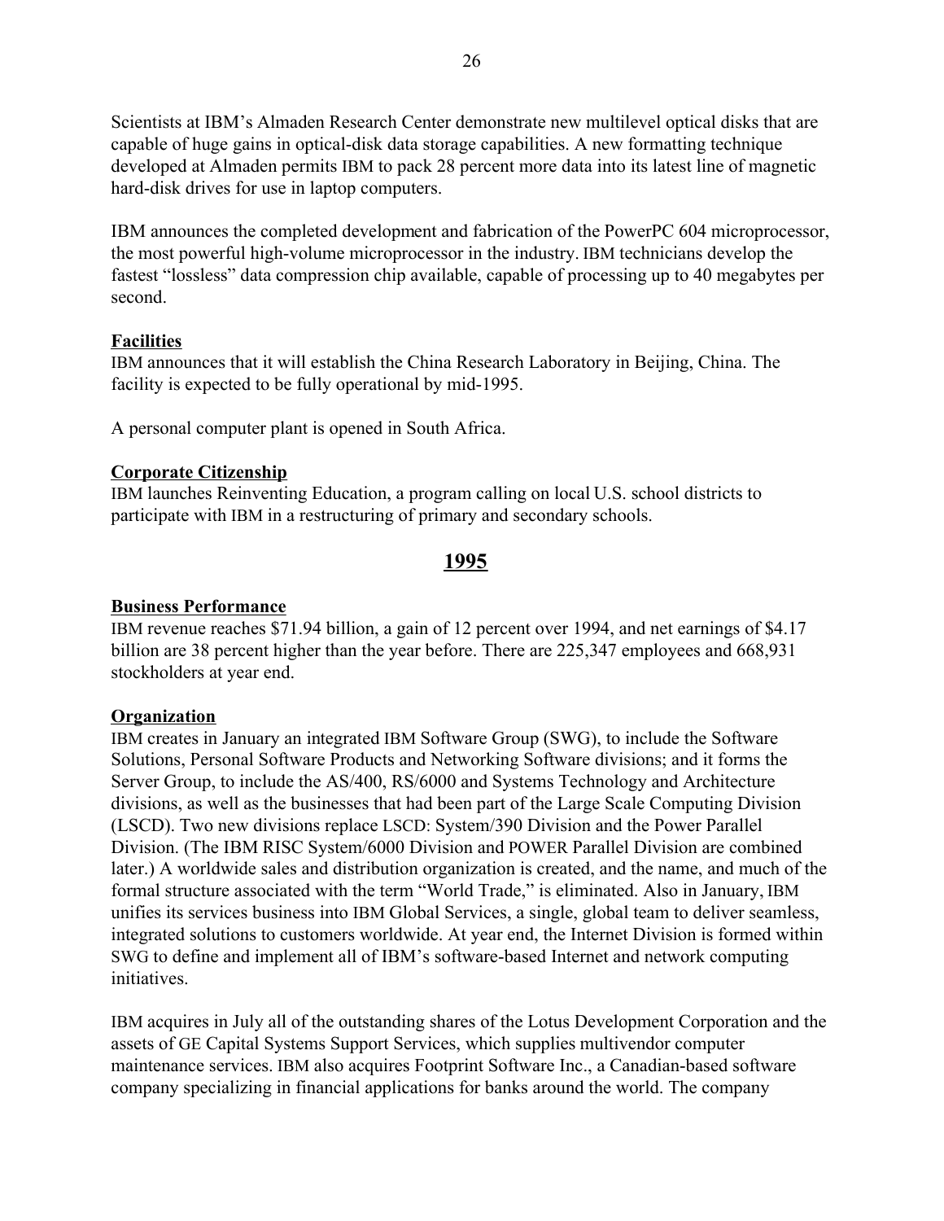Scientists at IBM's Almaden Research Center demonstrate new multilevel optical disks that are capable of huge gains in optical-disk data storage capabilities. A new formatting technique developed at Almaden permits IBM to pack 28 percent more data into its latest line of magnetic hard-disk drives for use in laptop computers.

IBM announces the completed development and fabrication of the PowerPC 604 microprocessor, the most powerful high-volume microprocessor in the industry. IBM technicians develop the fastest "lossless" data compression chip available, capable of processing up to 40 megabytes per second.

**Facilities**

IBM announces that it will establish the China Research Laboratory in Beijing, China. The facility is expected to be fully operational by mid-1995.

A personal computer plant is opened in South Africa.

**Corporate Citizenship**

IBM launches Reinventing Education, a program calling on local U.S. school districts to participate with IBM in a restructuring of primary and secondary schools.

## 1995

**Business Performance**

IBM revenue reaches $71.94 billion, a gain of 12 percent over 1994, and net earnings of $4.17 billion are 38 percent higher than the year before. There are 225,347 employees and 668,931 stockholders at year end.

**Organization**

IBM creates in January an integrated IBM Software Group (SWG), to include the Software Solutions, Personal Software Products and Networking Software divisions; and it forms the Server Group, to include the AS/400, RS/6000 and Systems Technology and Architecture divisions, as well as the businesses that had been part of the Large Scale Computing Division (LSCD). Two new divisions replace LSCD: System/390 Division and the Power Parallel Division. (The IBM RISC System/6000 Division and POWER Parallel Division are combined later.) A worldwide sales and distribution organization is created, and the name, and much of the formal structure associated with the term "World Trade," is eliminated. Also in January, IBM unifies its services business into IBM Global Services, a single, global team to deliver seamless, integrated solutions to customers worldwide. At year end, the Internet Division is formed within SWG to define and implement all of IBM's software-based Internet and network computing initiatives.

IBM acquires in July all of the outstanding shares of the Lotus Development Corporation and the assets of GE Capital Systems Support Services, which supplies multivendor computer maintenance services. IBM also acquires Footprint Software Inc., a Canadian-based software company specializing in financial applications for banks around the world. The company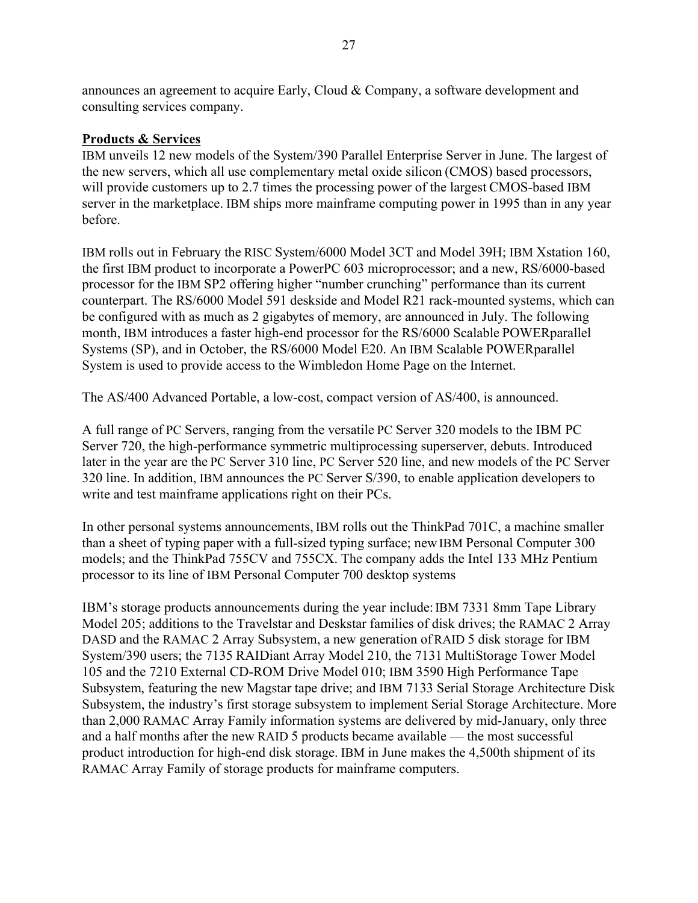announces an agreement to acquire Early, Cloud & Company, a software development and consulting services company.

**Products & Services**

IBM unveils 12 new models of the System/390 Parallel Enterprise Server in June. The largest of the new servers, which all use complementary metal oxide silicon (CMOS) based processors, will provide customers up to 2.7 times the processing power of the largest CMOS-based IBM server in the marketplace. IBM ships more mainframe computing power in 1995 than in any year before.

IBM rolls out in February the RISC System/6000 Model 3CT and Model 39H; IBM Xstation 160, the first IBM product to incorporate a PowerPC 603 microprocessor; and a new, RS/6000-based processor for the IBM SP2 offering higher "number crunching" performance than its current counterpart. The RS/6000 Model 591 deskside and Model R21 rack-mounted systems, which can be configured with as much as 2 gigabytes of memory, are announced in July. The following month, IBM introduces a faster high-end processor for the RS/6000 Scalable POWERparallel Systems (SP), and in October, the RS/6000 Model E20. An IBM Scalable POWERparallel System is used to provide access to the Wimbledon Home Page on the Internet.

The AS/400 Advanced Portable, a low-cost, compact version of AS/400, is announced.

A full range of PC Servers, ranging from the versatile PC Server 320 models to the IBM PC Server 720, the high-performance symmetric multiprocessing superserver, debuts. Introduced later in the year are the PC Server 310 line, PC Server 520 line, and new models of the PC Server 320 line. In addition, IBM announces the PC Server S/390, to enable application developers to write and test mainframe applications right on their PCs.

In other personal systems announcements, IBM rolls out the ThinkPad 701C, a machine smaller than a sheet of typing paper with a full-sized typing surface; new IBM Personal Computer 300 models; and the ThinkPad 755CV and 755CX. The company adds the Intel 133 MHz Pentium processor to its line of IBM Personal Computer 700 desktop systems

IBM's storage products announcements during the year include: IBM 7331 8mm Tape Library Model 205; additions to the Travelstar and Deskstar families of disk drives; the RAMAC 2 Array DASD and the RAMAC 2 Array Subsystem, a new generation of RAID 5 disk storage for IBM System/390 users; the 7135 RAIDiant Array Model 210, the 7131 MultiStorage Tower Model 105 and the 7210 External CD-ROM Drive Model 010; IBM 3590 High Performance Tape Subsystem, featuring the new Magstar tape drive; and IBM 7133 Serial Storage Architecture Disk Subsystem, the industry's first storage subsystem to implement Serial Storage Architecture. More than 2,000 RAMAC Array Family information systems are delivered by mid-January, only three and a half months after the new RAID 5 products became available — the most successful product introduction for high-end disk storage. IBM in June makes the 4,500th shipment of its RAMAC Array Family of storage products for mainframe computers.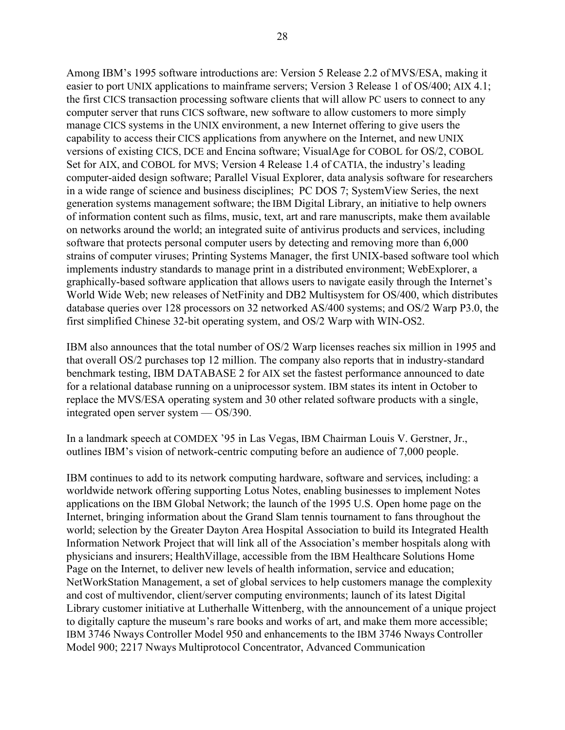Among IBM's 1995 software introductions are: Version 5 Release 2.2 of MVS/ESA, making it easier to port UNIX applications to mainframe servers; Version 3 Release 1 of OS/400; AIX 4.1; the first CICS transaction processing software clients that will allow PC users to connect to any computer server that runs CICS software, new software to allow customers to more simply manage CICS systems in the UNIX environment, a new Internet offering to give users the capability to access their CICS applications from anywhere on the Internet, and new UNIX versions of existing CICS, DCE and Encina software; VisualAge for COBOL for OS/2, COBOL Set for AIX, and COBOL for MVS; Version 4 Release 1.4 of CATIA, the industry's leading computer-aided design software; Parallel Visual Explorer, data analysis software for researchers in a wide range of science and business disciplines; PC DOS 7; SystemView Series, the next generation systems management software; the IBM Digital Library, an initiative to help owners of information content such as films, music, text, art and rare manuscripts, make them available on networks around the world; an integrated suite of antivirus products and services, including software that protects personal computer users by detecting and removing more than 6,000 strains of computer viruses; Printing Systems Manager, the first UNIX-based software tool which implements industry standards to manage print in a distributed environment; WebExplorer, a graphically-based software application that allows users to navigate easily through the Internet's World Wide Web; new releases of NetFinity and DB2 Multisystem for OS/400, which distributes database queries over 128 processors on 32 networked AS/400 systems; and OS/2 Warp P3.0, the first simplified Chinese 32-bit operating system, and OS/2 Warp with WIN-OS2.

IBM also announces that the total number of OS/2 Warp licenses reaches six million in 1995 and that overall OS/2 purchases top 12 million. The company also reports that in industry-standard benchmark testing, IBM DATABASE 2 for AIX set the fastest performance announced to date for a relational database running on a uniprocessor system. IBM states its intent in October to replace the MVS/ESA operating system and 30 other related software products with a single, integrated open server system — OS/390.

In a landmark speech at COMDEX '95 in Las Vegas, IBM Chairman Louis V. Gerstner, Jr., outlines IBM's vision of network-centric computing before an audience of 7,000 people.

IBM continues to add to its network computing hardware, software and services, including: a worldwide network offering supporting Lotus Notes, enabling businesses to implement Notes applications on the IBM Global Network; the launch of the 1995 U.S. Open home page on the Internet, bringing information about the Grand Slam tennis tournament to fans throughout the world; selection by the Greater Dayton Area Hospital Association to build its Integrated Health Information Network Project that will link all of the Association's member hospitals along with physicians and insurers; HealthVillage, accessible from the IBM Healthcare Solutions Home Page on the Internet, to deliver new levels of health information, service and education; NetWorkStation Management, a set of global services to help customers manage the complexity and cost of multivendor, client/server computing environments; launch of its latest Digital Library customer initiative at Lutherhalle Wittenberg, with the announcement of a unique project to digitally capture the museum's rare books and works of art, and make them more accessible; IBM 3746 Nways Controller Model 950 and enhancements to the IBM 3746 Nways Controller Model 900; 2217 Nways Multiprotocol Concentrator, Advanced Communication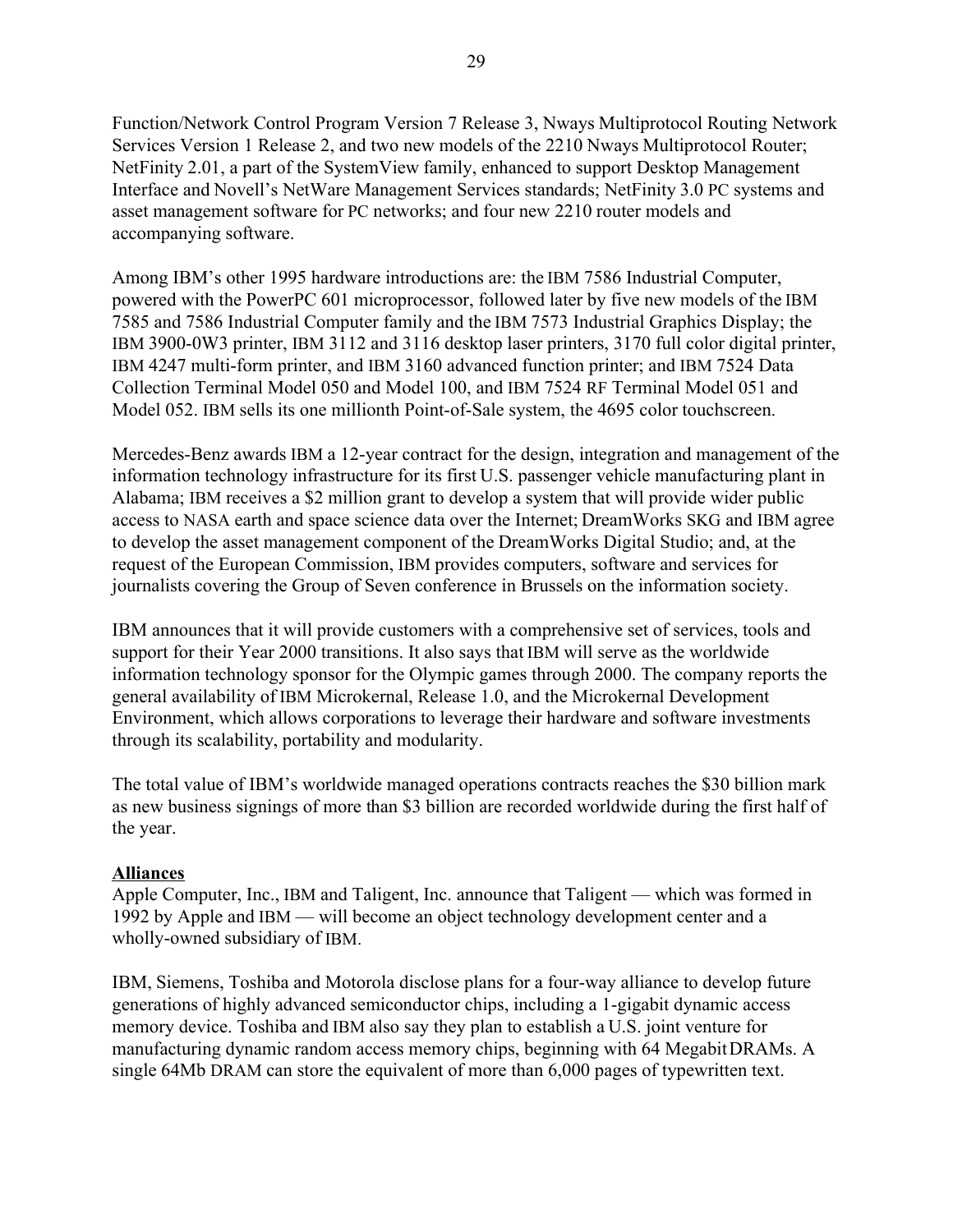Function/Network Control Program Version 7 Release 3, Nways Multiprotocol Routing Network Services Version 1 Release 2, and two new models of the 2210 Nways Multiprotocol Router; NetFinity 2.01, a part of the SystemView family, enhanced to support Desktop Management Interface and Novell's NetWare Management Services standards; NetFinity 3.0 PC systems and asset management software for PC networks; and four new 2210 router models and accompanying software.

Among IBM's other 1995 hardware introductions are: the IBM 7586 Industrial Computer, powered with the PowerPC 601 microprocessor, followed later by five new models of the IBM 7585 and 7586 Industrial Computer family and the IBM 7573 Industrial Graphics Display; the IBM 3900-0W3 printer, IBM 3112 and 3116 desktop laser printers, 3170 full color digital printer, IBM 4247 multi-form printer, and IBM 3160 advanced function printer; and IBM 7524 Data Collection Terminal Model 050 and Model 100, and IBM 7524 RF Terminal Model 051 and Model 052. IBM sells its one millionth Point-of-Sale system, the 4695 color touchscreen.

Mercedes-Benz awards IBM a 12-year contract for the design, integration and management of the information technology infrastructure for its first U.S. passenger vehicle manufacturing plant in Alabama; IBM receives a $2 million grant to develop a system that will provide wider public access to NASA earth and space science data over the Internet; DreamWorks SKG and IBM agree to develop the asset management component of the DreamWorks Digital Studio; and, at the request of the European Commission, IBM provides computers, software and services for journalists covering the Group of Seven conference in Brussels on the information society.

IBM announces that it will provide customers with a comprehensive set of services, tools and support for their Year 2000 transitions. It also says that IBM will serve as the worldwide information technology sponsor for the Olympic games through 2000. The company reports the general availability of IBM Microkernal, Release 1.0, and the Microkernal Development Environment, which allows corporations to leverage their hardware and software investments through its scalability, portability and modularity.

The total value of IBM's worldwide managed operations contracts reaches the $30 billion mark as new business signings of more than $3 billion are recorded worldwide during the first half of the year.

**Alliances**

Apple Computer, Inc., IBM and Taligent, Inc. announce that Taligent — which was formed in 1992 by Apple and IBM — will become an object technology development center and a wholly-owned subsidiary of IBM.

IBM, Siemens, Toshiba and Motorola disclose plans for a four-way alliance to develop future generations of highly advanced semiconductor chips, including a 1-gigabit dynamic access memory device. Toshiba and IBM also say they plan to establish a U.S. joint venture for manufacturing dynamic random access memory chips, beginning with 64 Megabit DRAMs. A single 64Mb DRAM can store the equivalent of more than 6,000 pages of typewritten text.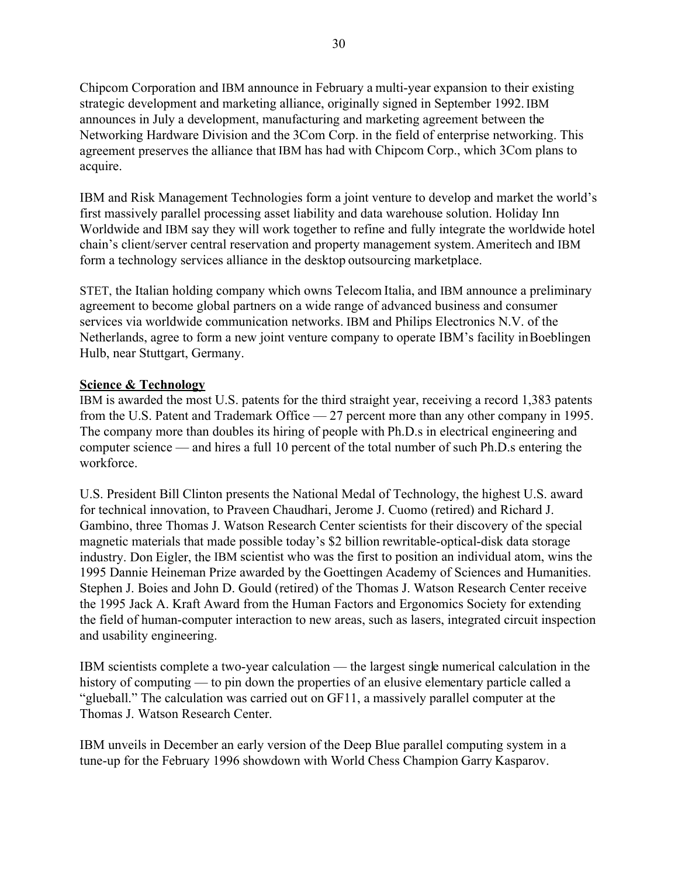Chipcom Corporation and IBM announce in February a multi-year expansion to their existing strategic development and marketing alliance, originally signed in September 1992. IBM announces in July a development, manufacturing and marketing agreement between the Networking Hardware Division and the 3Com Corp. in the field of enterprise networking. This agreement preserves the alliance that IBM has had with Chipcom Corp., which 3Com plans to acquire.

IBM and Risk Management Technologies form a joint venture to develop and market the world's first massively parallel processing asset liability and data warehouse solution. Holiday Inn Worldwide and IBM say they will work together to refine and fully integrate the worldwide hotel chain's client/server central reservation and property management system. Ameritech and IBM form a technology services alliance in the desktop outsourcing marketplace.

STET, the Italian holding company which owns Telecom Italia, and IBM announce a preliminary agreement to become global partners on a wide range of advanced business and consumer services via worldwide communication networks. IBM and Philips Electronics N.V. of the Netherlands, agree to form a new joint venture company to operate IBM's facility in Boeblingen Hulb, near Stuttgart, Germany.

**Science & Technology**

IBM is awarded the most U.S. patents for the third straight year, receiving a record 1,383 patents from the U.S. Patent and Trademark Office — 27 percent more than any other company in 1995. The company more than doubles its hiring of people with Ph.D.s in electrical engineering and computer science — and hires a full 10 percent of the total number of such Ph.D.s entering the workforce.

U.S. President Bill Clinton presents the National Medal of Technology, the highest U.S. award for technical innovation, to Praveen Chaudhari, Jerome J. Cuomo (retired) and Richard J. Gambino, three Thomas J. Watson Research Center scientists for their discovery of the special magnetic materials that made possible today's $2 billion rewritable-optical-disk data storage industry. Don Eigler, the IBM scientist who was the first to position an individual atom, wins the 1995 Dannie Heineman Prize awarded by the Goettingen Academy of Sciences and Humanities. Stephen J. Boies and John D. Gould (retired) of the Thomas J. Watson Research Center receive the 1995 Jack A. Kraft Award from the Human Factors and Ergonomics Society for extending the field of human-computer interaction to new areas, such as lasers, integrated circuit inspection and usability engineering.

IBM scientists complete a two-year calculation — the largest single numerical calculation in the history of computing — to pin down the properties of an elusive elementary particle called a "glueball." The calculation was carried out on GF11, a massively parallel computer at the Thomas J. Watson Research Center.

IBM unveils in December an early version of the Deep Blue parallel computing system in a tune-up for the February 1996 showdown with World Chess Champion Garry Kasparov.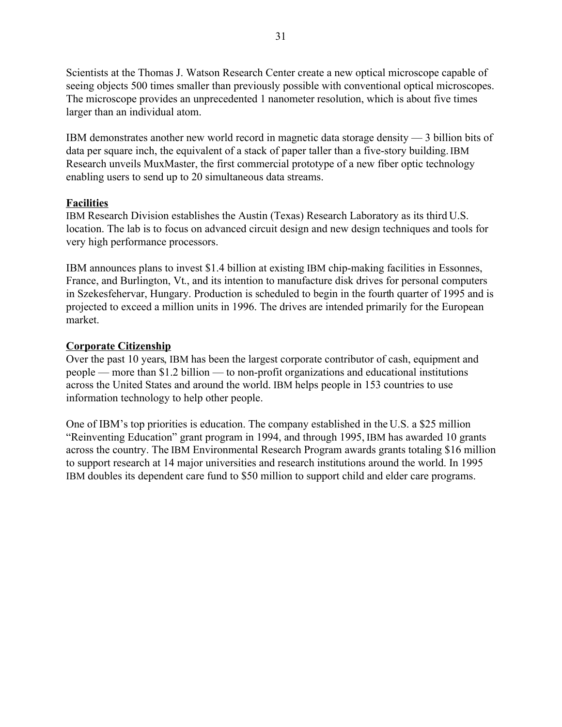Scientists at the Thomas J. Watson Research Center create a new optical microscope capable of seeing objects 500 times smaller than previously possible with conventional optical microscopes. The microscope provides an unprecedented 1 nanometer resolution, which is about five times larger than an individual atom.

IBM demonstrates another new world record in magnetic data storage density — 3 billion bits of data per square inch, the equivalent of a stack of paper taller than a five-story building. IBM Research unveils MuxMaster, the first commercial prototype of a new fiber optic technology enabling users to send up to 20 simultaneous data streams.

**Facilities**

IBM Research Division establishes the Austin (Texas) Research Laboratory as its third U.S. location. The lab is to focus on advanced circuit design and new design techniques and tools for very high performance processors.

IBM announces plans to invest $1.4 billion at existing IBM chip-making facilities in Essonnes, France, and Burlington, Vt., and its intention to manufacture disk drives for personal computers in Szekesfehervar, Hungary. Production is scheduled to begin in the fourth quarter of 1995 and is projected to exceed a million units in 1996. The drives are intended primarily for the European market.

**Corporate Citizenship**

Over the past 10 years, IBM has been the largest corporate contributor of cash, equipment and people — more than $1.2 billion — to non-profit organizations and educational institutions across the United States and around the world. IBM helps people in 153 countries to use information technology to help other people.

One of IBM's top priorities is education. The company established in the U.S. a $25 million "Reinventing Education" grant program in 1994, and through 1995, IBM has awarded 10 grants across the country. The IBM Environmental Research Program awards grants totaling $16 million to support research at 14 major universities and research institutions around the world. In 1995 IBM doubles its dependent care fund to $50 million to support child and elder care programs.